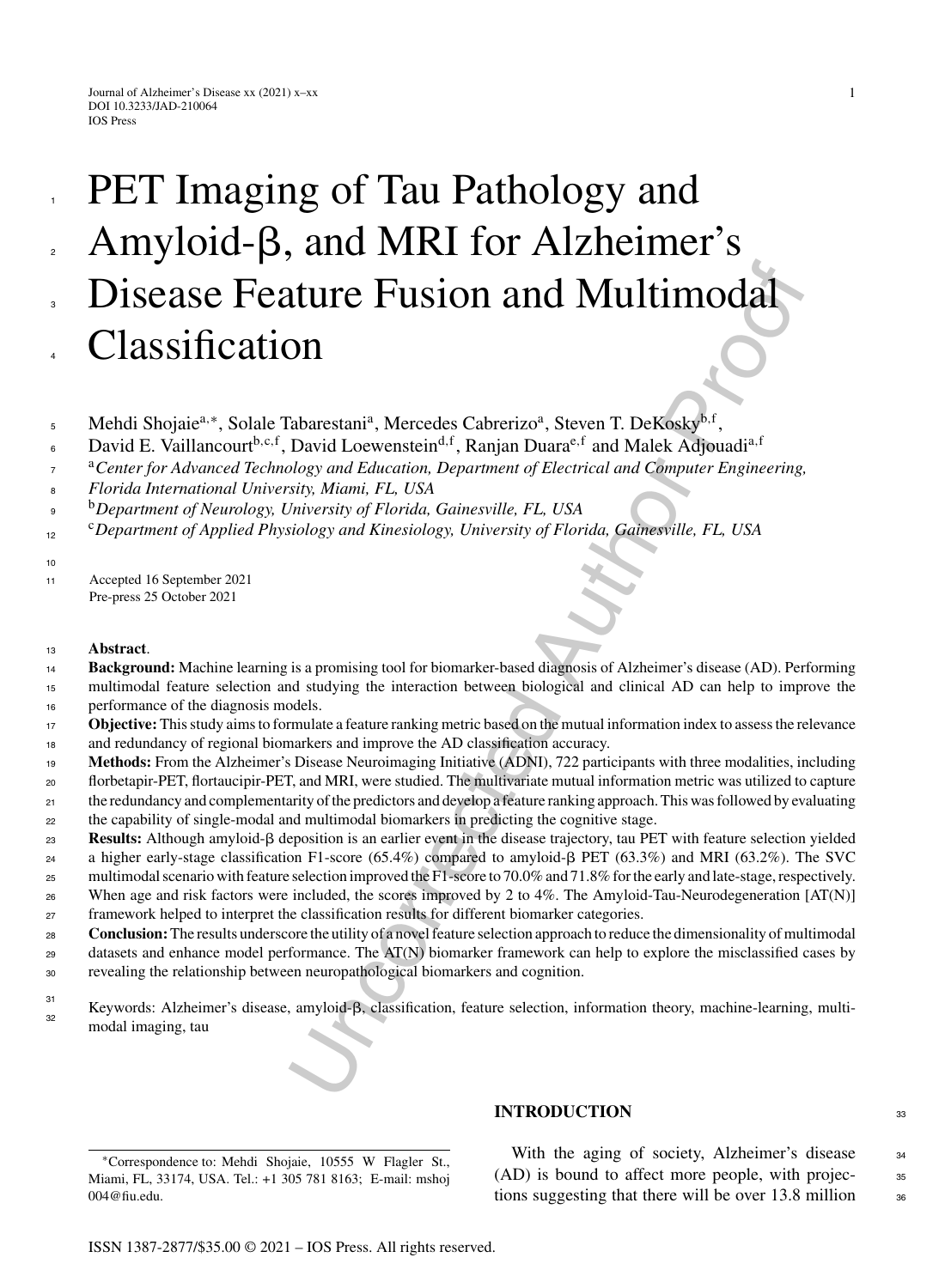# PET Imaging of Tau Pathology and Amyloid-β, and MRI for Alzheimer's Disease Feature Fusion and Multimodal Classification

Mehdi Shojaie[a,*], Solale Tabarestani[a], Mercedes Cabrerizo[a], Steven T. DeKosky[b,f], David E. Vaillancourt[b,c,f], David Loewenstein[d,f], Ranjan Duara[e,f] and Malek Adjouadi[a,f]

[a] *Center for Advanced Technology and Education, Department of Electrical and Computer Engineering, Florida International University, Miami, FL, USA*

[b] *Department of Neurology, University of Florida, Gainesville, FL, USA*

[c] *Department of Applied Physiology and Kinesiology, University of Florida, Gainesville, FL, USA*

Accepted 16 September 2021
Pre-press 25 October 2021

**Abstract**.

**Background:** Machine learning is a promising tool for biomarker-based diagnosis of Alzheimer's disease (AD). Performing multimodal feature selection and studying the interaction between biological and clinical AD can help to improve the performance of the diagnosis models.

**Objective:** This study aims to formulate a feature ranking metric based on the mutual information index to assess the relevance and redundancy of regional biomarkers and improve the AD classification accuracy.

**Methods:** From the Alzheimer's Disease Neuroimaging Initiative (ADNI), 722 participants with three modalities, including florbetapir-PET, flortaucipir-PET, and MRI, were studied. The multivariate mutual information metric was utilized to capture the redundancy and complementarity of the predictors and develop a feature ranking approach. This was followed by evaluating the capability of single-modal and multimodal biomarkers in predicting the cognitive stage.

**Results:** Although amyloid-β deposition is an earlier event in the disease trajectory, tau PET with feature selection yielded a higher early-stage classification F1-score (65.4%) compared to amyloid-β PET (63.3%) and MRI (63.2%). The SVC multimodal scenario with feature selection improved the F1-score to 70.0% and 71.8% for the early and late-stage, respectively. When age and risk factors were included, the scores improved by 2 to 4%. The Amyloid-Tau-Neurodegeneration [AT(N)] framework helped to interpret the classification results for different biomarker categories.

**Conclusion:** The results underscore the utility of a novel feature selection approach to reduce the dimensionality of multimodal datasets and enhance model performance. The AT(N) biomarker framework can help to explore the misclassified cases by revealing the relationship between neuropathological biomarkers and cognition.

Keywords: Alzheimer's disease, amyloid-β, classification, feature selection, information theory, machine-learning, multimodal imaging, tau

*Correspondence to: Mehdi Shojaie, 10555 W Flagler St., Miami, FL, 33174, USA. Tel.: +1 305 781 8163; E-mail: mshoj004@fiu.edu.

## INTRODUCTION

With the aging of society, Alzheimer's disease (AD) is bound to affect more people, with projections suggesting that there will be over 13.8 million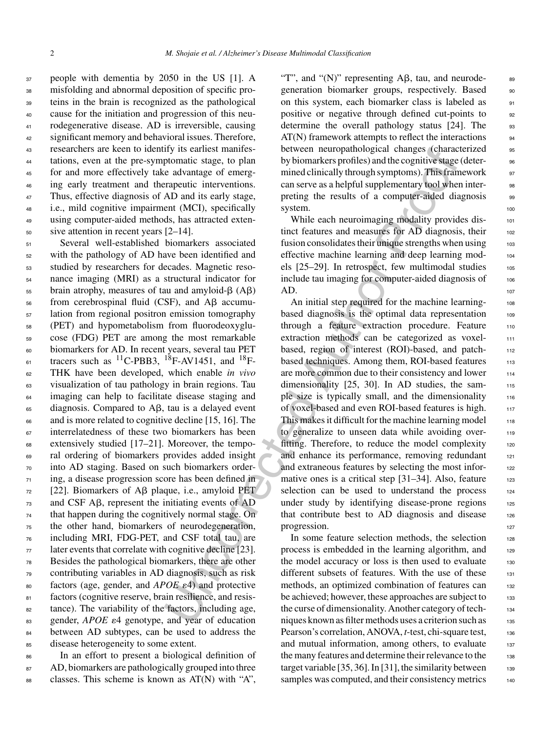people with dementia by 2050 in the US [1]. A misfolding and abnormal deposition of specific proteins in the brain is recognized as the pathological cause for the initiation and progression of this neurodegenerative disease. AD is irreversible, causing significant memory and behavioral issues. Therefore, researchers are keen to identify its earliest manifestations, even at the pre-symptomatic stage, to plan for and more effectively take advantage of emerging early treatment and therapeutic interventions. Thus, effective diagnosis of AD and its early stage, i.e., mild cognitive impairment (MCI), specifically using computer-aided methods, has attracted extensive attention in recent years [2–14].

Several well-established biomarkers associated with the pathology of AD have been identified and studied by researchers for decades. Magnetic resonance imaging (MRI) as a structural indicator for brain atrophy, measures of tau and amyloid-β (Aβ) from cerebrospinal fluid (CSF), and Aβ accumulation from regional positron emission tomography (PET) and hypometabolism from fluorodeoxyglucose (FDG) PET are among the most remarkable biomarkers for AD. In recent years, several tau PET tracers such as $^{11}$C-PBB3, $^{18}$F-AV1451, and $^{18}$F-THK have been developed, which enable *in vivo* visualization of tau pathology in brain regions. Tau imaging can help to facilitate disease staging and diagnosis. Compared to Aβ, tau is a delayed event and is more related to cognitive decline [15, 16]. The interrelatedness of these two biomarkers has been extensively studied [17–21]. Moreover, the temporal ordering of biomarkers provides added insight into AD staging. Based on such biomarkers ordering, a disease progression score has been defined in [22]. Biomarkers of Aβ plaque, i.e., amyloid PET and CSF Aβ, represent the initiating events of AD that happen during the cognitively normal stage. On the other hand, biomarkers of neurodegeneration, including MRI, FDG-PET, and CSF total tau, are later events that correlate with cognitive decline [23]. Besides the pathological biomarkers, there are other contributing variables in AD diagnosis, such as risk factors (age, gender, and *APOE* ε4) and protective factors (cognitive reserve, brain resilience, and resistance). The variability of the factors, including age, gender, *APOE* ε4 genotype, and year of education between AD subtypes, can be used to address the disease heterogeneity to some extent.

In an effort to present a biological definition of AD, biomarkers are pathologically grouped into three classes. This scheme is known as AT(N) with "A", "T", and "(N)" representing Aβ, tau, and neurodegeneration biomarker groups, respectively. Based on this system, each biomarker class is labeled as positive or negative through defined cut-points to determine the overall pathology status [24]. The AT(N) framework attempts to reflect the interactions between neuropathological changes (characterized by biomarkers profiles) and the cognitive stage (determined clinically through symptoms). This framework can serve as a helpful supplementary tool when interpreting the results of a computer-aided diagnosis system.

While each neuroimaging modality provides distinct features and measures for AD diagnosis, their fusion consolidates their unique strengths when using effective machine learning and deep learning models [25–29]. In retrospect, few multimodal studies include tau imaging for computer-aided diagnosis of AD.

An initial step required for the machine learning-based diagnosis is the optimal data representation through a feature extraction procedure. Feature extraction methods can be categorized as voxel-based, region of interest (ROI)-based, and patch-based techniques. Among them, ROI-based features are more common due to their consistency and lower dimensionality [25, 30]. In AD studies, the sample size is typically small, and the dimensionality of voxel-based and even ROI-based features is high. This makes it difficult for the machine learning model to generalize to unseen data while avoiding overfitting. Therefore, to reduce the model complexity and enhance its performance, removing redundant and extraneous features by selecting the most informative ones is a critical step [31–34]. Also, feature selection can be used to understand the process under study by identifying disease-prone regions that contribute best to AD diagnosis and disease progression.

In some feature selection methods, the selection process is embedded in the learning algorithm, and the model accuracy or loss is then used to evaluate different subsets of features. With the use of these methods, an optimized combination of features can be achieved; however, these approaches are subject to the curse of dimensionality. Another category of techniques known as filter methods uses a criterion such as Pearson's correlation, ANOVA, *t*-test, chi-square test, and mutual information, among others, to evaluate the many features and determine their relevance to the target variable [35, 36]. In [31], the similarity between samples was computed, and their consistency metrics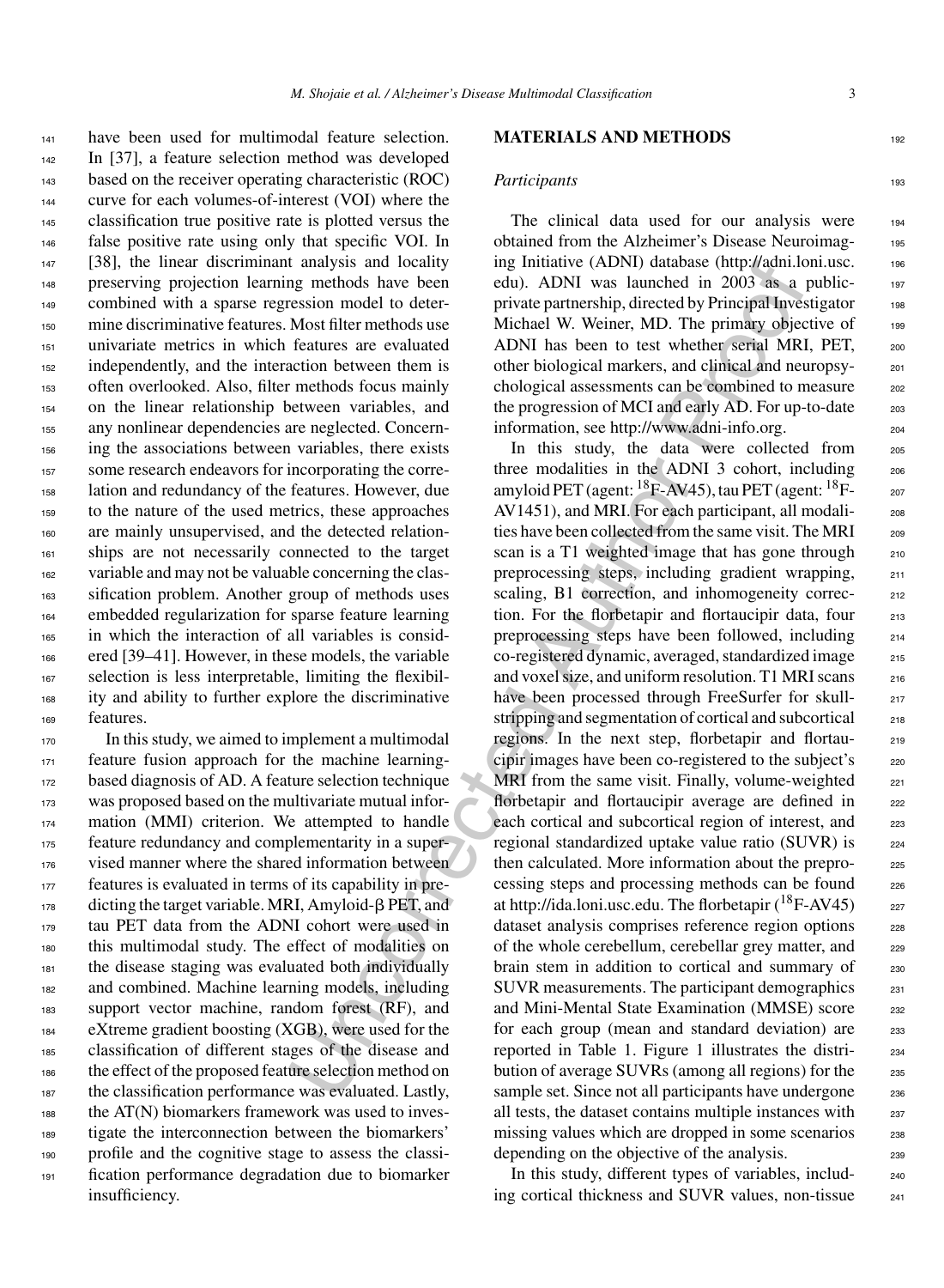have been used for multimodal feature selection. In [37], a feature selection method was developed based on the receiver operating characteristic (ROC) curve for each volumes-of-interest (VOI) where the classification true positive rate is plotted versus the false positive rate using only that specific VOI. In [38], the linear discriminant analysis and locality preserving projection learning methods have been combined with a sparse regression model to determine discriminative features. Most filter methods use univariate metrics in which features are evaluated independently, and the interaction between them is often overlooked. Also, filter methods focus mainly on the linear relationship between variables, and any nonlinear dependencies are neglected. Concerning the associations between variables, there exists some research endeavors for incorporating the correlation and redundancy of the features. However, due to the nature of the used metrics, these approaches are mainly unsupervised, and the detected relationships are not necessarily connected to the target variable and may not be valuable concerning the classification problem. Another group of methods uses embedded regularization for sparse feature learning in which the interaction of all variables is considered [39–41]. However, in these models, the variable selection is less interpretable, limiting the flexibility and ability to further explore the discriminative features.

In this study, we aimed to implement a multimodal feature fusion approach for the machine learning-based diagnosis of AD. A feature selection technique was proposed based on the multivariate mutual information (MMI) criterion. We attempted to handle feature redundancy and complementarity in a supervised manner where the shared information between features is evaluated in terms of its capability in predicting the target variable. MRI, Amyloid-β PET, and tau PET data from the ADNI cohort were used in this multimodal study. The effect of modalities on the disease staging was evaluated both individually and combined. Machine learning models, including support vector machine, random forest (RF), and eXtreme gradient boosting (XGB), were used for the classification of different stages of the disease and the effect of the proposed feature selection method on the classification performance was evaluated. Lastly, the AT(N) biomarkers framework was used to investigate the interconnection between the biomarkers' profile and the cognitive stage to assess the classification performance degradation due to biomarker insufficiency.

## MATERIALS AND METHODS

### *Participants*

The clinical data used for our analysis were obtained from the Alzheimer's Disease Neuroimaging Initiative (ADNI) database (http://adni.loni.usc.edu). ADNI was launched in 2003 as a public-private partnership, directed by Principal Investigator Michael W. Weiner, MD. The primary objective of ADNI has been to test whether serial MRI, PET, other biological markers, and clinical and neuropsychological assessments can be combined to measure the progression of MCI and early AD. For up-to-date information, see http://www.adni-info.org.

In this study, the data were collected from three modalities in the ADNI 3 cohort, including amyloid PET (agent: $^{18}$F-AV45), tau PET (agent: $^{18}$F-AV1451), and MRI. For each participant, all modalities have been collected from the same visit. The MRI scan is a T1 weighted image that has gone through preprocessing steps, including gradient wrapping, scaling, B1 correction, and inhomogeneity correction. For the florbetapir and flortaucipir data, four preprocessing steps have been followed, including co-registered dynamic, averaged, standardized image and voxel size, and uniform resolution. T1 MRI scans have been processed through FreeSurfer for skull-stripping and segmentation of cortical and subcortical regions. In the next step, florbetapir and flortaucipir images have been co-registered to the subject's MRI from the same visit. Finally, volume-weighted florbetapir and flortaucipir average are defined in each cortical and subcortical region of interest, and regional standardized uptake value ratio (SUVR) is then calculated. More information about the preprocessing steps and processing methods can be found at http://ida.loni.usc.edu. The florbetapir ($^{18}$F-AV45) dataset analysis comprises reference region options of the whole cerebellum, cerebellar grey matter, and brain stem in addition to cortical and summary of SUVR measurements. The participant demographics and Mini-Mental State Examination (MMSE) score for each group (mean and standard deviation) are reported in Table 1. Figure 1 illustrates the distribution of average SUVRs (among all regions) for the sample set. Since not all participants have undergone all tests, the dataset contains multiple instances with missing values which are dropped in some scenarios depending on the objective of the analysis.

In this study, different types of variables, including cortical thickness and SUVR values, non-tissue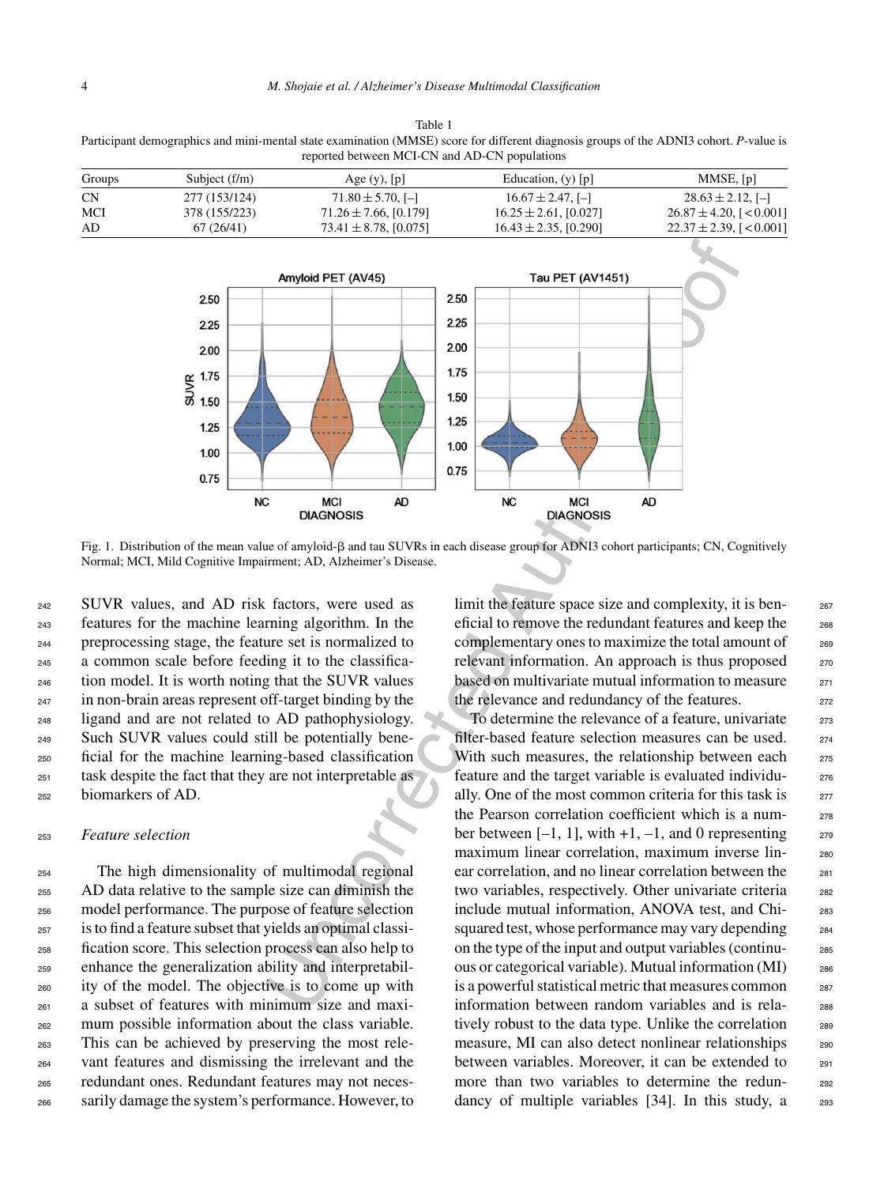Table 1
Participant demographics and mini-mental state examination (MMSE) score for different diagnosis groups of the ADNI3 cohort. *P*-value is reported between MCI-CN and AD-CN populations

| Groups | Subject (f/m) | Age (y), [p] | Education, (y) [p] | MMSE, [p] |
|---|---|---|---|---|
| CN | 277 (153/124) | $71.80 \pm 5.70$, [–] | $16.67 \pm 2.47$, [–] | $28.63 \pm 2.12$, [–] |
| MCI | 378 (155/223) | $71.26 \pm 7.66$, [0.179] | $16.25 \pm 2.61$, [0.027] | $26.87 \pm 4.20$, [$<0.001$] |
| AD | 67 (26/41) | $73.41 \pm 8.78$, [0.075] | $16.43 \pm 2.35$, [0.290] | $22.37 \pm 2.39$, [$<0.001$] |

Fig. 1. Distribution of the mean value of amyloid-β and tau SUVRs in each disease group for ADNI3 cohort participants; CN, Cognitively Normal; MCI, Mild Cognitive Impairment; AD, Alzheimer's Disease.

SUVR values, and AD risk factors, were used as features for the machine learning algorithm. In the preprocessing stage, the feature set is normalized to a common scale before feeding it to the classification model. It is worth noting that the SUVR values in non-brain areas represent off-target binding by the ligand and are not related to AD pathophysiology. Such SUVR values could still be potentially beneficial for the machine learning-based classification task despite the fact that they are not interpretable as biomarkers of AD.

### *Feature selection*

The high dimensionality of multimodal regional AD data relative to the sample size can diminish the model performance. The purpose of feature selection is to find a feature subset that yields an optimal classification score. This selection process can also help to enhance the generalization ability and interpretability of the model. The objective is to come up with a subset of features with minimum size and maximum possible information about the class variable. This can be achieved by preserving the most relevant features and dismissing the irrelevant and the redundant ones. Redundant features may not necessarily damage the system's performance. However, to limit the feature space size and complexity, it is beneficial to remove the redundant features and keep the complementary ones to maximize the total amount of relevant information. An approach is thus proposed based on multivariate mutual information to measure the relevance and redundancy of the features.

To determine the relevance of a feature, univariate filter-based feature selection measures can be used. With such measures, the relationship between each feature and the target variable is evaluated individually. One of the most common criteria for this task is the Pearson correlation coefficient which is a number between [–1, 1], with +1, –1, and 0 representing maximum linear correlation, maximum inverse linear correlation, and no linear correlation between the two variables, respectively. Other univariate criteria include mutual information, ANOVA test, and Chi-squared test, whose performance may vary depending on the type of the input and output variables (continuous or categorical variable). Mutual information (MI) is a powerful statistical metric that measures common information between random variables and is relatively robust to the data type. Unlike the correlation measure, MI can also detect nonlinear relationships between variables. Moreover, it can be extended to more than two variables to determine the redundancy of multiple variables [34]. In this study, a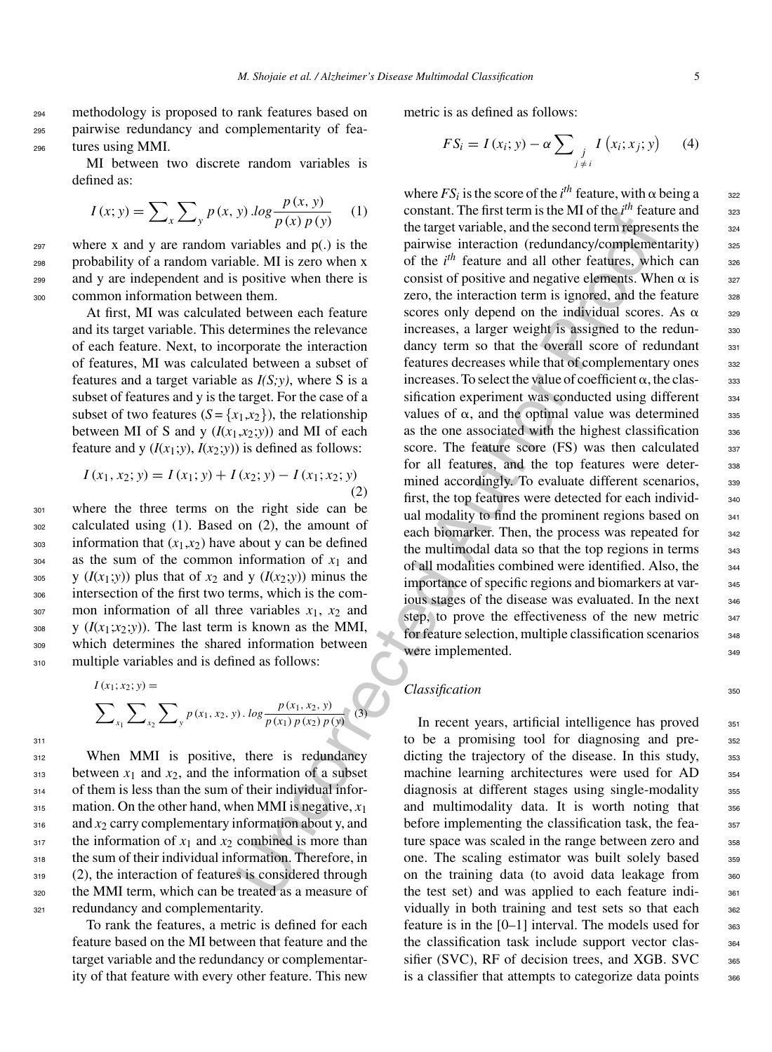methodology is proposed to rank features based on pairwise redundancy and complementarity of features using MMI.

MI between two discrete random variables is defined as:

$$I(x; y) = \sum_x \sum_y p(x, y) .log \frac{p(x, y)}{p(x)\, p(y)} \quad (1)$$

where x and y are random variables and p(.) is the probability of a random variable. MI is zero when x and y are independent and is positive when there is common information between them.

At first, MI was calculated between each feature and its target variable. This determines the relevance of each feature. Next, to incorporate the interaction of features, MI was calculated between a subset of features and a target variable as *I(S;y)*, where S is a subset of features and y is the target. For the case of a subset of two features ($S = \{x_1, x_2\}$), the relationship between MI of S and y ($I(x_1,x_2;y)$) and MI of each feature and y ($I(x_1;y)$, $I(x_2;y)$) is defined as follows:

$$I(x_1, x_2; y) = I(x_1; y) + I(x_2; y) - I(x_1; x_2; y) \quad (2)$$

where the three terms on the right side can be calculated using (1). Based on (2), the amount of information that ($x_1$,$x_2$) have about y can be defined as the sum of the common information of $x_1$ and y ($I(x_1;y)$) plus that of $x_2$ and y ($I(x_2;y)$) minus the intersection of the first two terms, which is the common information of all three variables $x_1$, $x_2$ and y ($I(x_1;x_2;y)$). The last term is known as the MMI, which determines the shared information between multiple variables and is defined as follows:

$$I(x_1; x_2; y) = \sum_{x_1} \sum_{x_2} \sum_{y} p(x_1, x_2, y) . log \frac{p(x_1, x_2, y)}{p(x_1)\, p(x_2)\, p(y)} \quad (3)$$

When MMI is positive, there is redundancy between $x_1$ and $x_2$, and the information of a subset of them is less than the sum of their individual information. On the other hand, when MMI is negative, $x_1$ and $x_2$ carry complementary information about y, and the information of $x_1$ and $x_2$ combined is more than the sum of their individual information. Therefore, in (2), the interaction of features is considered through the MMI term, which can be treated as a measure of redundancy and complementarity.

To rank the features, a metric is defined for each feature based on the MI between that feature and the target variable and the redundancy or complementarity of that feature with every other feature. This new metric is as defined as follows:

$$FS_i = I(x_i; y) - \alpha \sum_{\substack{j \\ j \neq i}} I(x_i; x_j; y) \quad (4)$$

where $FS_i$ is the score of the $i^{th}$ feature, with $\alpha$ being a constant. The first term is the MI of the $i^{th}$ feature and the target variable, and the second term represents the pairwise interaction (redundancy/complementarity) of the $i^{th}$ feature and all other features, which can consist of positive and negative elements. When $\alpha$ is zero, the interaction term is ignored, and the feature scores only depend on the individual scores. As $\alpha$ increases, a larger weight is assigned to the redundancy term so that the overall score of redundant features decreases while that of complementary ones increases. To select the value of coefficient $\alpha$, the classification experiment was conducted using different values of $\alpha$, and the optimal value was determined as the one associated with the highest classification score. The feature score (FS) was then calculated for all features, and the top features were determined accordingly. To evaluate different scenarios, first, the top features were detected for each individual modality to find the prominent regions based on each biomarker. Then, the process was repeated for the multimodal data so that the top regions in terms of all modalities combined were identified. Also, the importance of specific regions and biomarkers at various stages of the disease was evaluated. In the next step, to prove the effectiveness of the new metric for feature selection, multiple classification scenarios were implemented.

### *Classification*

In recent years, artificial intelligence has proved to be a promising tool for diagnosing and predicting the trajectory of the disease. In this study, machine learning architectures were used for AD diagnosis at different stages using single-modality and multimodality data. It is worth noting that before implementing the classification task, the feature space was scaled in the range between zero and one. The scaling estimator was built solely based on the training data (to avoid data leakage from the test set) and was applied to each feature individually in both training and test sets so that each feature is in the [0–1] interval. The models used for the classification task include support vector classifier (SVC), RF of decision trees, and XGB. SVC is a classifier that attempts to categorize data points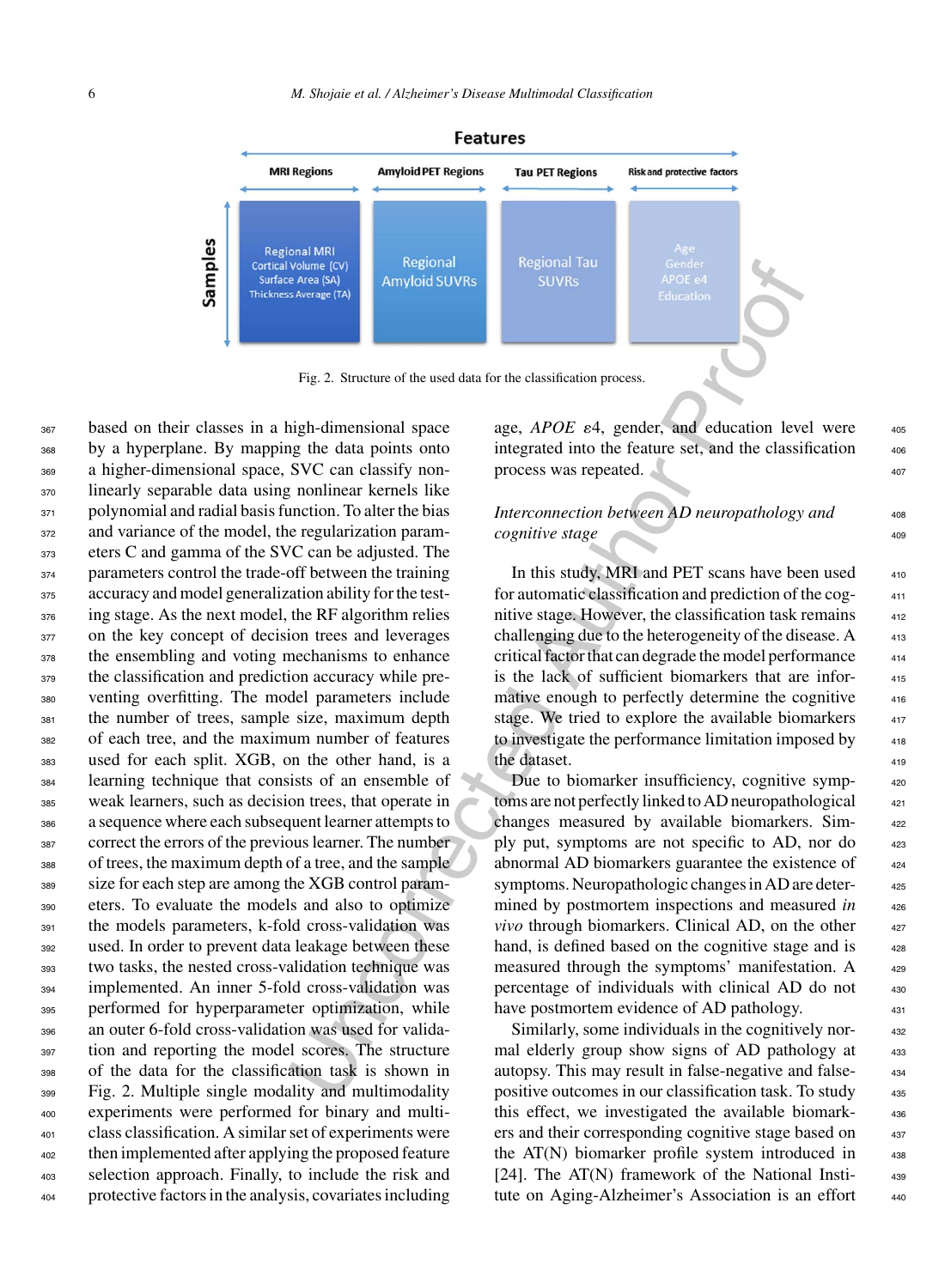Features

| MRI Regions | Amyloid PET Regions | Tau PET Regions | Risk and protective factors |
|---|---|---|---|
| Regional MRI Cortical Volume (CV) Surface Area (SA) Thickness Average (TA) | Regional Amyloid SUVRs | Regional Tau SUVRs | Age Gender APOE e4 Education |

Samples

Fig. 2. Structure of the used data for the classification process.

based on their classes in a high-dimensional space by a hyperplane. By mapping the data points onto a higher-dimensional space, SVC can classify non-linearly separable data using nonlinear kernels like polynomial and radial basis function. To alter the bias and variance of the model, the regularization parameters C and gamma of the SVC can be adjusted. The parameters control the trade-off between the training accuracy and model generalization ability for the testing stage. As the next model, the RF algorithm relies on the key concept of decision trees and leverages the ensembling and voting mechanisms to enhance the classification and prediction accuracy while preventing overfitting. The model parameters include the number of trees, sample size, maximum depth of each tree, and the maximum number of features used for each split. XGB, on the other hand, is a learning technique that consists of an ensemble of weak learners, such as decision trees, that operate in a sequence where each subsequent learner attempts to correct the errors of the previous learner. The number of trees, the maximum depth of a tree, and the sample size for each step are among the XGB control parameters. To evaluate the models and also to optimize the models parameters, k-fold cross-validation was used. In order to prevent data leakage between these two tasks, the nested cross-validation technique was implemented. An inner 5-fold cross-validation was performed for hyperparameter optimization, while an outer 6-fold cross-validation was used for validation and reporting the model scores. The structure of the data for the classification task is shown in Fig. 2. Multiple single modality and multimodality experiments were performed for binary and multi-class classification. A similar set of experiments were then implemented after applying the proposed feature selection approach. Finally, to include the risk and protective factors in the analysis, covariates including age, *APOE* $\varepsilon$4, gender, and education level were integrated into the feature set, and the classification process was repeated.

*Interconnection between AD neuropathology and cognitive stage*

In this study, MRI and PET scans have been used for automatic classification and prediction of the cognitive stage. However, the classification task remains challenging due to the heterogeneity of the disease. A critical factor that can degrade the model performance is the lack of sufficient biomarkers that are informative enough to perfectly determine the cognitive stage. We tried to explore the available biomarkers to investigate the performance limitation imposed by the dataset.

Due to biomarker insufficiency, cognitive symptoms are not perfectly linked to AD neuropathological changes measured by available biomarkers. Simply put, symptoms are not specific to AD, nor do abnormal AD biomarkers guarantee the existence of symptoms. Neuropathologic changes in AD are determined by postmortem inspections and measured *in vivo* through biomarkers. Clinical AD, on the other hand, is defined based on the cognitive stage and is measured through the symptoms' manifestation. A percentage of individuals with clinical AD do not have postmortem evidence of AD pathology.

Similarly, some individuals in the cognitively normal elderly group show signs of AD pathology at autopsy. This may result in false-negative and false-positive outcomes in our classification task. To study this effect, we investigated the available biomarkers and their corresponding cognitive stage based on the AT(N) biomarker profile system introduced in [24]. The AT(N) framework of the National Institute on Aging-Alzheimer's Association is an effort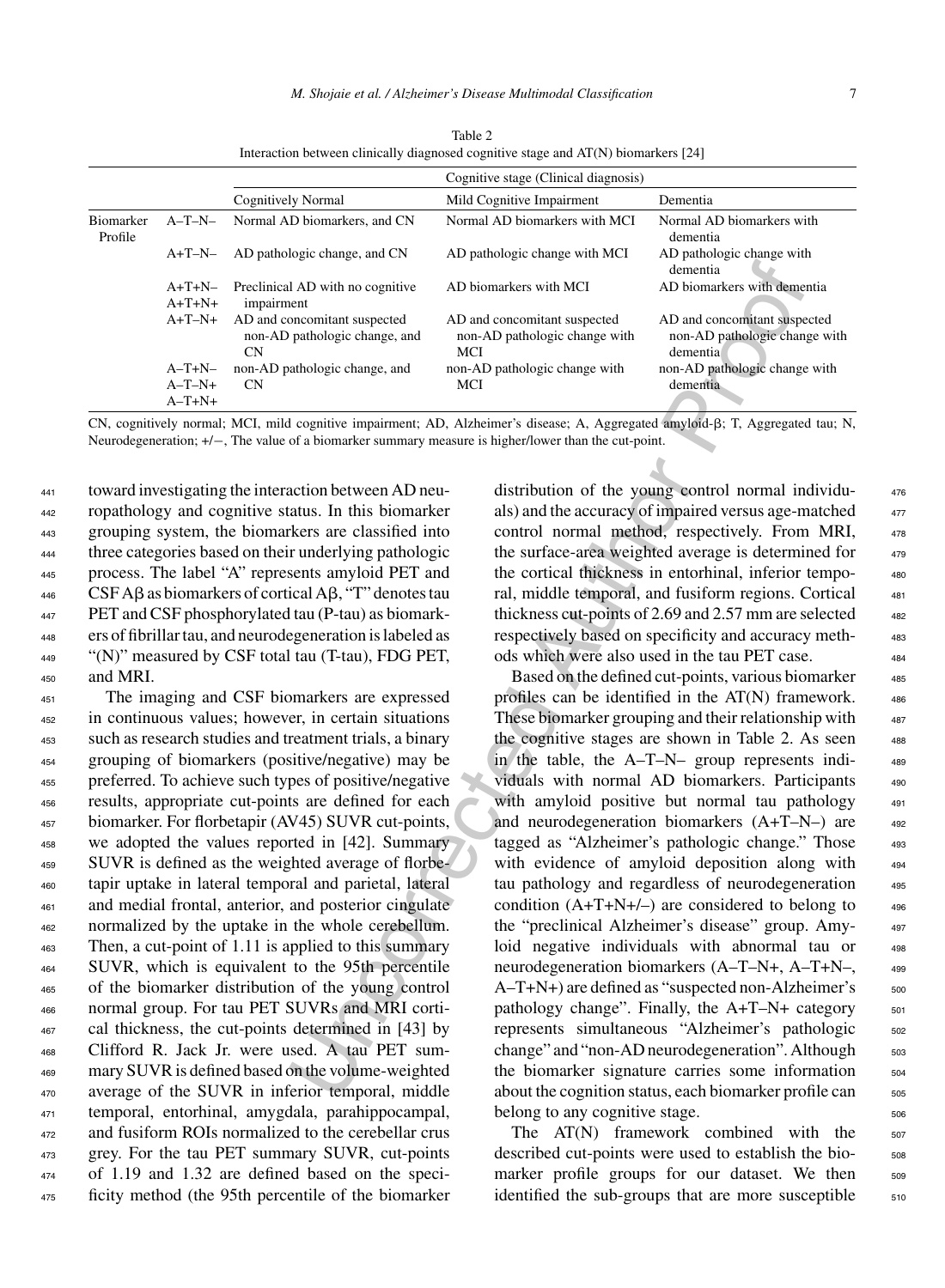Table 2
Interaction between clinically diagnosed cognitive stage and AT(N) biomarkers [24]

| | | Cognitive stage (Clinical diagnosis) | | |
|---|---|---|---|---|
| | | Cognitively Normal | Mild Cognitive Impairment | Dementia |
| Biomarker Profile | A–T–N– | Normal AD biomarkers, and CN | Normal AD biomarkers with MCI | Normal AD biomarkers with dementia |
| | A+T–N– | AD pathologic change, and CN | AD pathologic change with MCI | AD pathologic change with dementia |
| | A+T+N– A+T+N+ | Preclinical AD with no cognitive impairment | AD biomarkers with MCI | AD biomarkers with dementia |
| | A+T–N+ | AD and concomitant suspected non-AD pathologic change, and CN | AD and concomitant suspected non-AD pathologic change with MCI | AD and concomitant suspected non-AD pathologic change with dementia |
| | A–T+N– A–T–N+ A–T+N+ | non-AD pathologic change, and CN | non-AD pathologic change with MCI | non-AD pathologic change with dementia |

CN, cognitively normal; MCI, mild cognitive impairment; AD, Alzheimer's disease; A, Aggregated amyloid-β; T, Aggregated tau; N, Neurodegeneration; +/−, The value of a biomarker summary measure is higher/lower than the cut-point.

toward investigating the interaction between AD neuropathology and cognitive status. In this biomarker grouping system, the biomarkers are classified into three categories based on their underlying pathologic process. The label "A" represents amyloid PET and CSF Aβ as biomarkers of cortical Aβ, "T" denotes tau PET and CSF phosphorylated tau (P-tau) as biomarkers of fibrillar tau, and neurodegeneration is labeled as "(N)" measured by CSF total tau (T-tau), FDG PET, and MRI.

The imaging and CSF biomarkers are expressed in continuous values; however, in certain situations such as research studies and treatment trials, a binary grouping of biomarkers (positive/negative) may be preferred. To achieve such types of positive/negative results, appropriate cut-points are defined for each biomarker. For florbetapir (AV45) SUVR cut-points, we adopted the values reported in [42]. Summary SUVR is defined as the weighted average of florbetapir uptake in lateral temporal and parietal, lateral and medial frontal, anterior, and posterior cingulate normalized by the uptake in the whole cerebellum. Then, a cut-point of 1.11 is applied to this summary SUVR, which is equivalent to the 95th percentile of the biomarker distribution of the young control normal group. For tau PET SUVRs and MRI cortical thickness, the cut-points determined in [43] by Clifford R. Jack Jr. were used. A tau PET summary SUVR is defined based on the volume-weighted average of the SUVR in inferior temporal, middle temporal, entorhinal, amygdala, parahippocampal, and fusiform ROIs normalized to the cerebellar crus grey. For the tau PET summary SUVR, cut-points of 1.19 and 1.32 are defined based on the specificity method (the 95th percentile of the biomarker distribution of the young control normal individuals) and the accuracy of impaired versus age-matched control normal method, respectively. From MRI, the surface-area weighted average is determined for the cortical thickness in entorhinal, inferior temporal, middle temporal, and fusiform regions. Cortical thickness cut-points of 2.69 and 2.57 mm are selected respectively based on specificity and accuracy methods which were also used in the tau PET case.

Based on the defined cut-points, various biomarker profiles can be identified in the AT(N) framework. These biomarker grouping and their relationship with the cognitive stages are shown in Table 2. As seen in the table, the A–T–N– group represents individuals with normal AD biomarkers. Participants with amyloid positive but normal tau pathology and neurodegeneration biomarkers (A+T–N–) are tagged as "Alzheimer's pathologic change." Those with evidence of amyloid deposition along with tau pathology and regardless of neurodegeneration condition (A+T+N+/–) are considered to belong to the "preclinical Alzheimer's disease" group. Amyloid negative individuals with abnormal tau or neurodegeneration biomarkers (A–T–N+, A–T+N–, A–T+N+) are defined as "suspected non-Alzheimer's pathology change". Finally, the A+T–N+ category represents simultaneous "Alzheimer's pathologic change" and "non-AD neurodegeneration". Although the biomarker signature carries some information about the cognition status, each biomarker profile can belong to any cognitive stage.

The AT(N) framework combined with the described cut-points were used to establish the biomarker profile groups for our dataset. We then identified the sub-groups that are more susceptible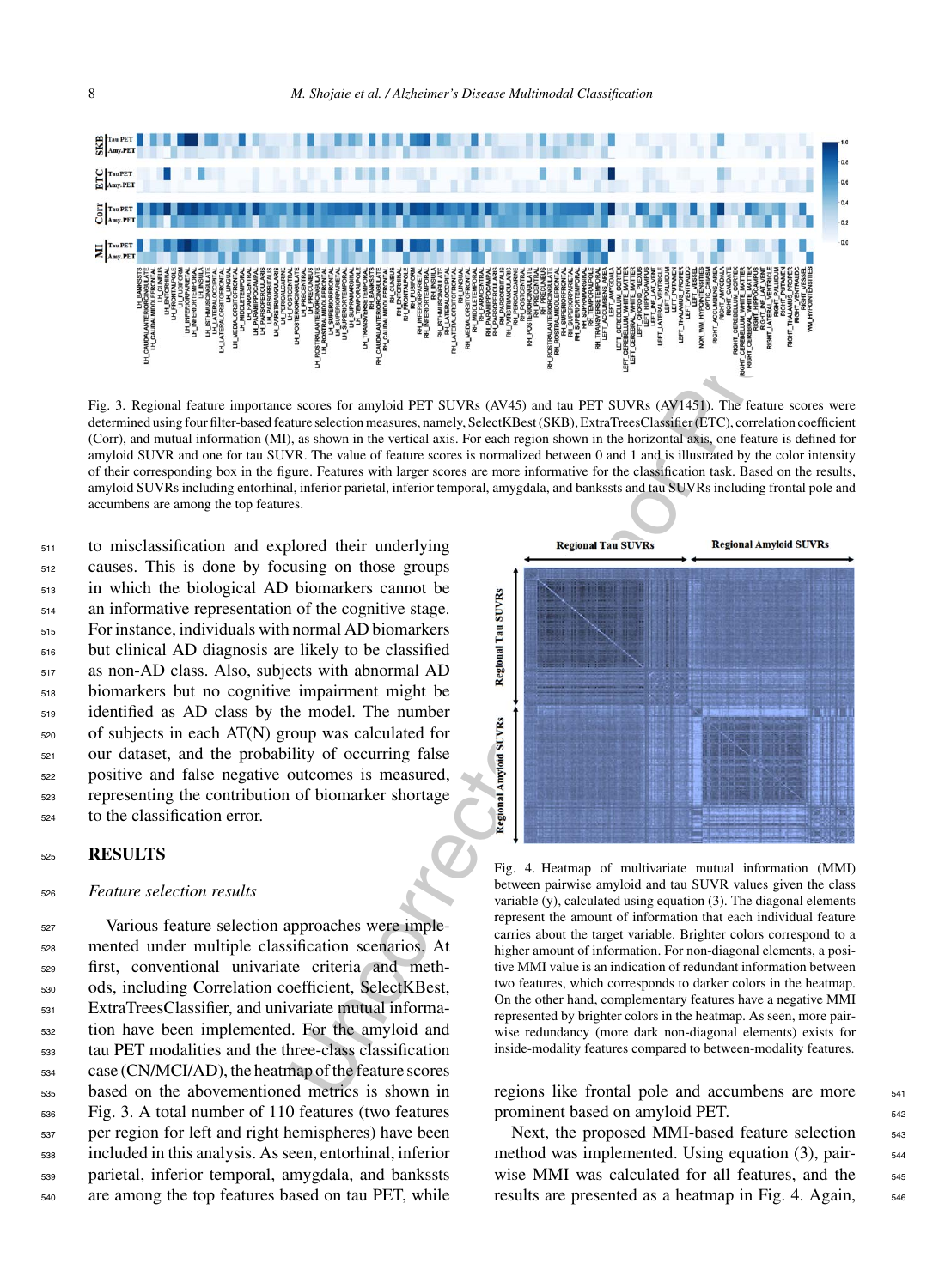Fig. 3. Regional feature importance scores for amyloid PET SUVRs (AV45) and tau PET SUVRs (AV1451). The feature scores were determined using four filter-based feature selection measures, namely, SelectKBest (SKB), ExtraTreesClassifier (ETC), correlation coefficient (Corr), and mutual information (MI), as shown in the vertical axis. For each region shown in the horizontal axis, one feature is defined for amyloid SUVR and one for tau SUVR. The value of feature scores is normalized between 0 and 1 and is illustrated by the color intensity of their corresponding box in the figure. Features with larger scores are more informative for the classification task. Based on the results, amyloid SUVRs including entorhinal, inferior parietal, inferior temporal, amygdala, and bankssts and tau SUVRs including frontal pole and accumbens are among the top features.

to misclassification and explored their underlying causes. This is done by focusing on those groups in which the biological AD biomarkers cannot be an informative representation of the cognitive stage. For instance, individuals with normal AD biomarkers but clinical AD diagnosis are likely to be classified as non-AD class. Also, subjects with abnormal AD biomarkers but no cognitive impairment might be identified as AD class by the model. The number of subjects in each AT(N) group was calculated for our dataset, and the probability of occurring false positive and false negative outcomes is measured, representing the contribution of biomarker shortage to the classification error.

## RESULTS

### *Feature selection results*

Various feature selection approaches were implemented under multiple classification scenarios. At first, conventional univariate criteria and methods, including Correlation coefficient, SelectKBest, ExtraTreesClassifier, and univariate mutual information have been implemented. For the amyloid and tau PET modalities and the three-class classification case (CN/MCI/AD), the heatmap of the feature scores based on the abovementioned metrics is shown in Fig. 3. A total number of 110 features (two features per region for left and right hemispheres) have been included in this analysis. As seen, entorhinal, inferior parietal, inferior temporal, amygdala, and bankssts are among the top features based on tau PET, while regions like frontal pole and accumbens are more prominent based on amyloid PET.

Fig. 4. Heatmap of multivariate mutual information (MMI) between pairwise amyloid and tau SUVR values given the class variable (y), calculated using equation (3). The diagonal elements represent the amount of information that each individual feature carries about the target variable. Brighter colors correspond to a higher amount of information. For non-diagonal elements, a positive MMI value is an indication of redundant information between two features, which corresponds to darker colors in the heatmap. On the other hand, complementary features have a negative MMI represented by brighter colors in the heatmap. As seen, more pairwise redundancy (more dark non-diagonal elements) exists for inside-modality features compared to between-modality features.

Next, the proposed MMI-based feature selection method was implemented. Using equation (3), pairwise MMI was calculated for all features, and the results are presented as a heatmap in Fig. 4. Again,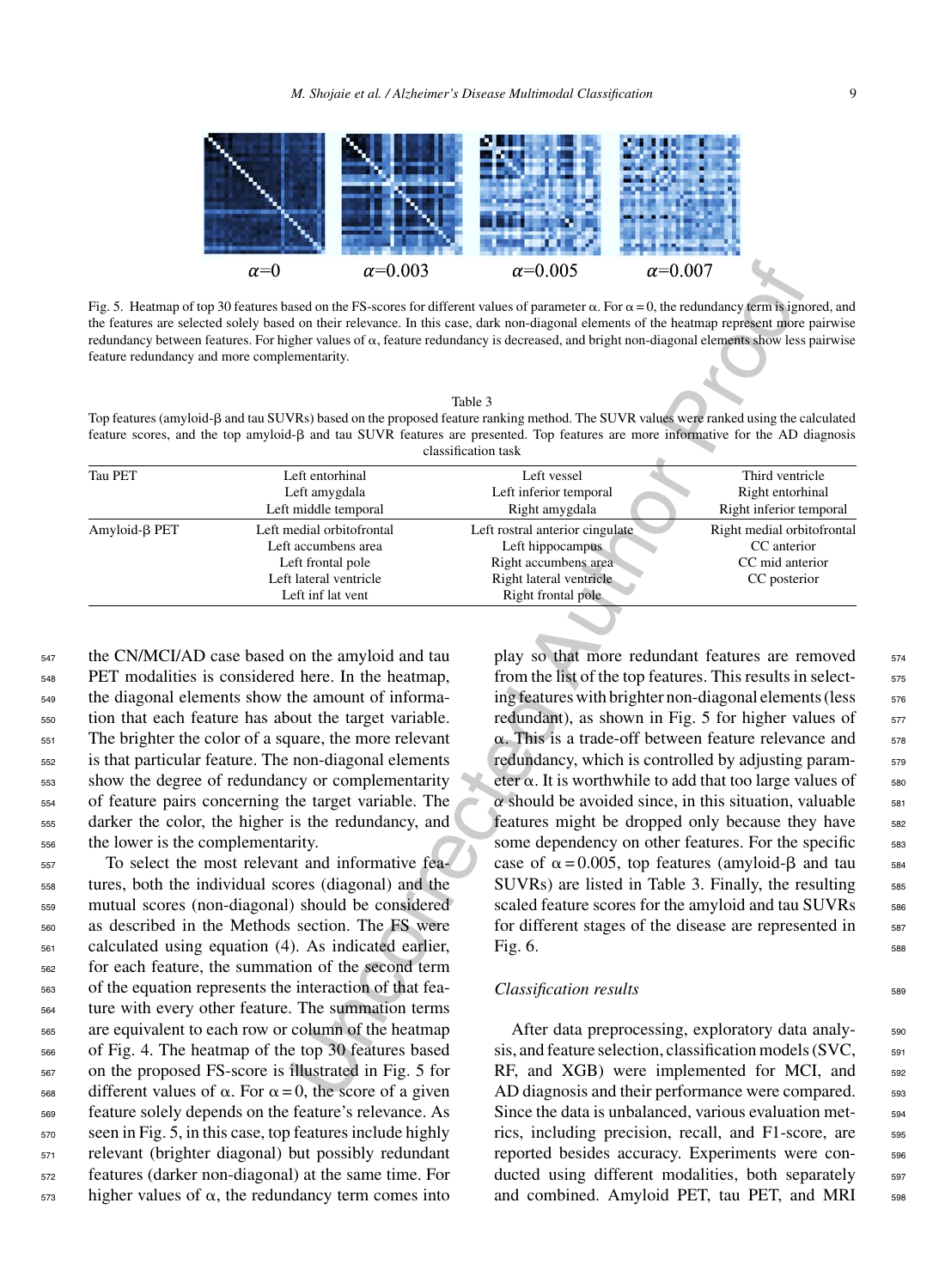$\alpha$=0 $\alpha$=0.003 $\alpha$=0.005 $\alpha$=0.007

Fig. 5. Heatmap of top 30 features based on the FS-scores for different values of parameter $\alpha$. For $\alpha = 0$, the redundancy term is ignored, and the features are selected solely based on their relevance. In this case, dark non-diagonal elements of the heatmap represent more pairwise redundancy between features. For higher values of $\alpha$, feature redundancy is decreased, and bright non-diagonal elements show less pairwise feature redundancy and more complementarity.

Table 3
Top features (amyloid-β and tau SUVRs) based on the proposed feature ranking method. The SUVR values were ranked using the calculated feature scores, and the top amyloid-β and tau SUVR features are presented. Top features are more informative for the AD diagnosis classification task

| | | | |
|---|---|---|---|
| Tau PET | Left entorhinal<br>Left amygdala<br>Left middle temporal | Left vessel<br>Left inferior temporal<br>Right amygdala | Third ventricle<br>Right entorhinal<br>Right inferior temporal |
| Amyloid-β PET | Left medial orbitofrontal<br>Left accumbens area<br>Left frontal pole<br>Left lateral ventricle<br>Left inf lat vent | Left rostral anterior cingulate<br>Left hippocampus<br>Right accumbens area<br>Right lateral ventricle<br>Right frontal pole | Right medial orbitofrontal<br>CC anterior<br>CC mid anterior<br>CC posterior |

the CN/MCI/AD case based on the amyloid and tau PET modalities is considered here. In the heatmap, the diagonal elements show the amount of information that each feature has about the target variable. The brighter the color of a square, the more relevant is that particular feature. The non-diagonal elements show the degree of redundancy or complementarity of feature pairs concerning the target variable. The darker the color, the higher is the redundancy, and the lower is the complementarity.

To select the most relevant and informative features, both the individual scores (diagonal) and the mutual scores (non-diagonal) should be considered as described in the Methods section. The FS were calculated using equation (4). As indicated earlier, for each feature, the summation of the second term of the equation represents the interaction of that feature with every other feature. The summation terms are equivalent to each row or column of the heatmap of Fig. 4. The heatmap of the top 30 features based on the proposed FS-score is illustrated in Fig. 5 for different values of $\alpha$. For $\alpha = 0$, the score of a given feature solely depends on the feature's relevance. As seen in Fig. 5, in this case, top features include highly relevant (brighter diagonal) but possibly redundant features (darker non-diagonal) at the same time. For higher values of $\alpha$, the redundancy term comes into play so that more redundant features are removed from the list of the top features. This results in selecting features with brighter non-diagonal elements (less redundant), as shown in Fig. 5 for higher values of $\alpha$. This is a trade-off between feature relevance and redundancy, which is controlled by adjusting parameter $\alpha$. It is worthwhile to add that too large values of $\alpha$ should be avoided since, in this situation, valuable features might be dropped only because they have some dependency on other features. For the specific case of $\alpha = 0.005$, top features (amyloid-β and tau SUVRs) are listed in Table 3. Finally, the resulting scaled feature scores for the amyloid and tau SUVRs for different stages of the disease are represented in Fig. 6.

### *Classification results*

After data preprocessing, exploratory data analysis, and feature selection, classification models (SVC, RF, and XGB) were implemented for MCI, and AD diagnosis and their performance were compared. Since the data is unbalanced, various evaluation metrics, including precision, recall, and F1-score, are reported besides accuracy. Experiments were conducted using different modalities, both separately and combined. Amyloid PET, tau PET, and MRI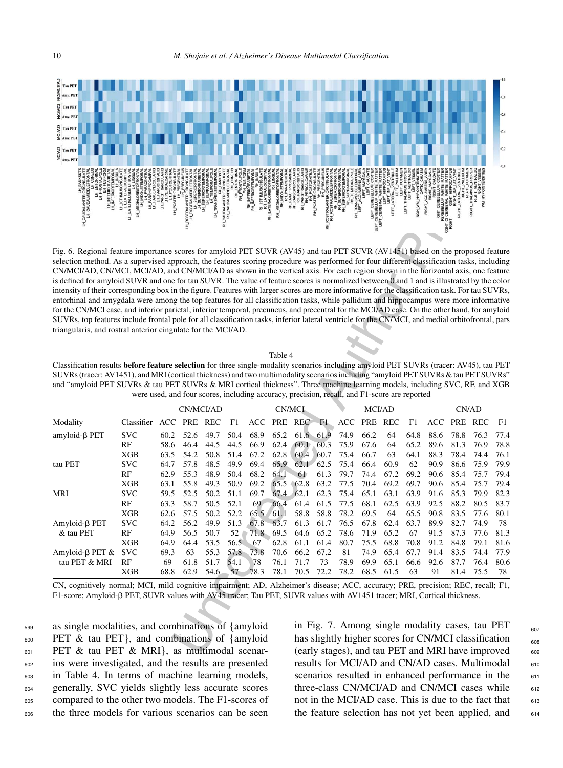Fig. 6. Regional feature importance scores for amyloid PET SUVR (AV45) and tau PET SUVR (AV1451) based on the proposed feature selection method. As a supervised approach, the features scoring procedure was performed for four different classification tasks, including CN/MCI/AD, CN/MCI, MCI/AD, and CN/MCI/AD as shown in the vertical axis. For each region shown in the horizontal axis, one feature is defined for amyloid SUVR and one for tau SUVR. The value of feature scores is normalized between 0 and 1 and is illustrated by the color intensity of their corresponding box in the figure. Features with larger scores are more informative for the classification task. For tau SUVRs, entorhinal and amygdala were among the top features for all classification tasks, while pallidum and hippocampus were more informative for the CN/MCI case, and inferior parietal, inferior temporal, precuneus, and precentral for the MCI/AD case. On the other hand, for amyloid SUVRs, top features include frontal pole for all classification tasks, inferior lateral ventricle for the CN/MCI, and medial orbitofrontal, pars triangularis, and rostral anterior cingulate for the MCI/AD.

Table 4

Classification results **before feature selection** for three single-modality scenarios including amyloid PET SUVRs (tracer: AV45), tau PET SUVRs (tracer: AV1451), and MRI (cortical thickness) and two multimodality scenarios including "amyloid PET SUVRs & tau PET SUVRs" and "amyloid PET SUVRs & tau PET SUVRs & MRI cortical thickness". Three machine learning models, including SVC, RF, and XGB were used, and four scores, including accuracy, precision, recall, and F1-score are reported

| Modality | Classifier | CN/MCI/AD | | | | CN/MCI | | | | MCI/AD | | | | CN/AD | | | |
|---|---|---|---|---|---|---|---|---|---|---|---|---|---|---|---|---|---|
| | | ACC | PRE | REC | F1 | ACC | PRE | REC | F1 | ACC | PRE | REC | F1 | ACC | PRE | REC | F1 |
| amyloid-β PET | SVC | 60.2 | 52.6 | 49.7 | 50.4 | 68.9 | 65.2 | 61.6 | 61.9 | 74.9 | 66.2 | 64 | 64.8 | 88.6 | 78.8 | 76.3 | 77.4 |
| | RF | 58.6 | 46.4 | 44.5 | 44.5 | 66.9 | 62.4 | 60.1 | 60.3 | 75.9 | 67.6 | 64 | 65.2 | 89.6 | 81.3 | 76.9 | 78.8 |
| | XGB | 63.5 | 54.2 | 50.8 | 51.4 | 67.2 | 62.8 | 60.4 | 60.7 | 75.4 | 66.7 | 63 | 64.1 | 88.3 | 78.4 | 74.4 | 76.1 |
| tau PET | SVC | 64.7 | 57.8 | 48.5 | 49.9 | 69.4 | 65.9 | 62.1 | 62.5 | 75.4 | 66.4 | 60.9 | 62 | 90.9 | 86.6 | 75.9 | 79.9 |
| | RF | 62.9 | 55.3 | 48.9 | 50.4 | 68.2 | 64.1 | 61 | 61.3 | 79.7 | 74.4 | 67.2 | 69.2 | 90.6 | 85.4 | 75.7 | 79.4 |
| | XGB | 63.1 | 55.8 | 49.3 | 50.9 | 69.2 | 65.5 | 62.8 | 63.2 | 77.5 | 70.4 | 69.2 | 69.7 | 90.6 | 85.4 | 75.7 | 79.4 |
| MRI | SVC | 59.5 | 52.5 | 50.2 | 51.1 | 69.7 | 67.4 | 62.1 | 62.3 | 75.4 | 65.1 | 63.1 | 63.9 | 91.6 | 85.3 | 79.9 | 82.3 |
| | RF | 63.3 | 58.7 | 50.5 | 52.1 | 69 | 66.4 | 61.4 | 61.5 | 77.5 | 68.1 | 62.5 | 63.9 | 92.5 | 88.2 | 80.5 | 83.7 |
| | XGB | 62.6 | 57.5 | 50.2 | 52.2 | 65.5 | 61.1 | 58.8 | 58.8 | 78.2 | 69.5 | 64 | 65.5 | 90.8 | 83.5 | 77.6 | 80.1 |
| Amyloid-β PET & tau PET | SVC | 64.2 | 56.2 | 49.9 | 51.3 | 67.8 | 63.7 | 61.3 | 61.7 | 76.5 | 67.8 | 62.4 | 63.7 | 89.9 | 82.7 | 74.9 | 78 |
| | RF | 64.9 | 56.5 | 50.7 | 52 | 71.8 | 69.5 | 64.6 | 65.2 | 78.6 | 71.9 | 65.2 | 67 | 91.5 | 87.3 | 77.6 | 81.3 |
| | XGB | 64.9 | 64.4 | 53.5 | 56.5 | 67 | 62.8 | 61.1 | 61.4 | 80.7 | 75.5 | 68.8 | 70.8 | 91.2 | 84.8 | 79.1 | 81.6 |
| Amyloid-β PET & tau PET & MRI | SVC | 69.3 | 63 | 55.3 | 57.8 | 73.8 | 70.6 | 66.2 | 67.2 | 81 | 74.9 | 65.4 | 67.7 | 91.4 | 83.5 | 74.4 | 77.9 |
| | RF | 69 | 61.8 | 51.7 | 54.1 | 78 | 76.1 | 71.7 | 73 | 78.9 | 69.9 | 65.1 | 66.6 | 92.6 | 87.7 | 76.4 | 80.6 |
| | XGB | 68.8 | 62.9 | 54.6 | 57 | 78.3 | 78.1 | 70.5 | 72.2 | 78.2 | 68.5 | 61.5 | 63 | 91 | 81.4 | 75.5 | 78 |

CN, cognitively normal; MCI, mild cognitive impairment; AD, Alzheimer's disease; ACC, accuracy; PRE, precision; REC, recall; F1, F1-score; Amyloid-β PET, SUVR values with AV45 tracer; Tau PET, SUVR values with AV1451 tracer; MRI, Cortical thickness.

as single modalities, and combinations of {amyloid PET & tau PET}, and combinations of {amyloid PET & tau PET & MRI}, as multimodal scenarios were investigated, and the results are presented in Table 4. In terms of machine learning models, generally, SVC yields slightly less accurate scores compared to the other two models. The F1-scores of the three models for various scenarios can be seen in Fig. 7. Among single modality cases, tau PET has slightly higher scores for CN/MCI classification (early stages), and tau PET and MRI have improved results for MCI/AD and CN/AD cases. Multimodal scenarios resulted in enhanced performance in the three-class CN/MCI/AD and CN/MCI cases while not in the MCI/AD case. This is due to the fact that the feature selection has not yet been applied, and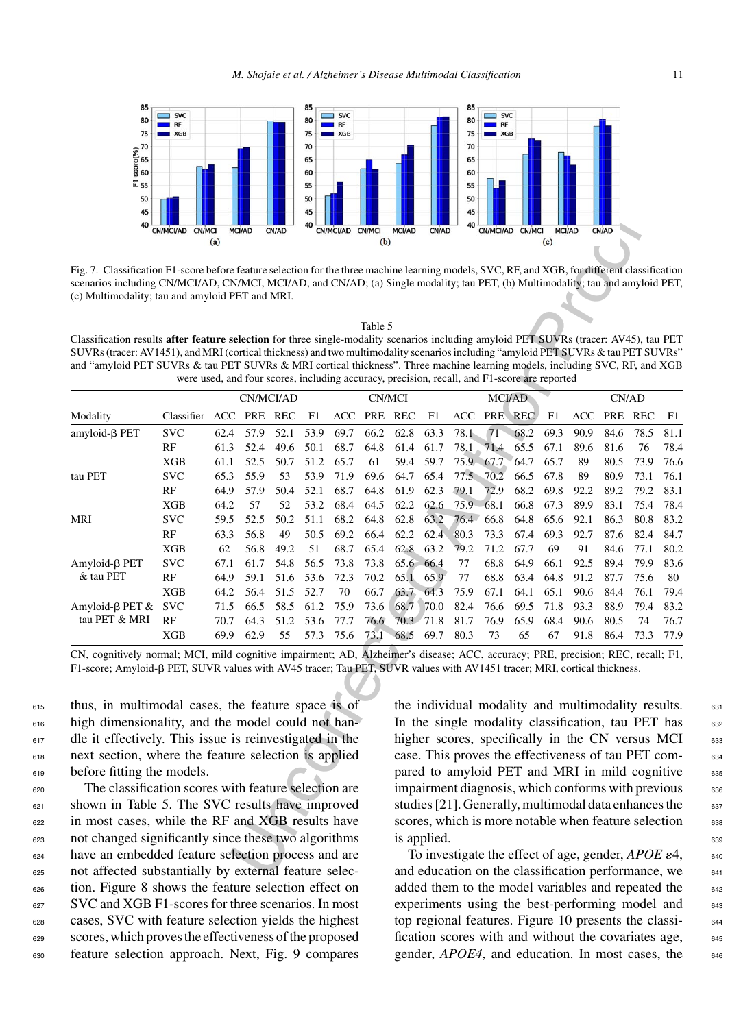Fig. 7. Classification F1-score before feature selection for the three machine learning models, SVC, RF, and XGB, for different classification scenarios including CN/MCI/AD, CN/MCI, MCI/AD, and CN/AD; (a) Single modality; tau PET, (b) Multimodality; tau and amyloid PET, (c) Multimodality; tau and amyloid PET and MRI.

Table 5

Classification results **after feature selection** for three single-modality scenarios including amyloid PET SUVRs (tracer: AV45), tau PET SUVRs (tracer: AV1451), and MRI (cortical thickness) and two multimodality scenarios including "amyloid PET SUVRs & tau PET SUVRs" and "amyloid PET SUVRs & tau PET SUVRs & MRI cortical thickness". Three machine learning models, including SVC, RF, and XGB were used, and four scores, including accuracy, precision, recall, and F1-score are reported

| | | CN/MCI/AD | | | | CN/MCI | | | | MCI/AD | | | | CN/AD | | | |
|---|---|---|---|---|---|---|---|---|---|---|---|---|---|---|---|---|---|
| Modality | Classifier | ACC | PRE | REC | F1 | ACC | PRE | REC | F1 | ACC | PRE | REC | F1 | ACC | PRE | REC | F1 |
| amyloid-β PET | SVC | 62.4 | 57.9 | 52.1 | 53.9 | 69.7 | 66.2 | 62.8 | 63.3 | 78.1 | 71 | 68.2 | 69.3 | 90.9 | 84.6 | 78.5 | 81.1 |
| | RF | 61.3 | 52.4 | 49.6 | 50.1 | 68.7 | 64.8 | 61.4 | 61.7 | 78.1 | 71.4 | 65.5 | 67.1 | 89.6 | 81.6 | 76 | 78.4 |
| | XGB | 61.1 | 52.5 | 50.7 | 51.2 | 65.7 | 61 | 59.4 | 59.7 | 75.9 | 67.7 | 64.7 | 65.7 | 89 | 80.5 | 73.9 | 76.6 |
| tau PET | SVC | 65.3 | 55.9 | 53 | 53.9 | 71.9 | 69.6 | 64.7 | 65.4 | 77.5 | 70.2 | 66.5 | 67.8 | 89 | 80.9 | 73.1 | 76.1 |
| | RF | 64.9 | 57.9 | 50.4 | 52.1 | 68.7 | 64.8 | 61.9 | 62.3 | 79.1 | 72.9 | 68.2 | 69.8 | 92.2 | 89.2 | 79.2 | 83.1 |
| | XGB | 64.2 | 57 | 52 | 53.2 | 68.4 | 64.5 | 62.2 | 62.6 | 75.9 | 68.1 | 66.8 | 67.3 | 89.9 | 83.1 | 75.4 | 78.4 |
| MRI | SVC | 59.5 | 52.5 | 50.2 | 51.1 | 68.2 | 64.8 | 62.8 | 63.2 | 76.4 | 66.8 | 64.8 | 65.6 | 92.1 | 86.3 | 80.8 | 83.2 |
| | RF | 63.3 | 56.8 | 49 | 50.5 | 69.2 | 66.4 | 62.2 | 62.4 | 80.3 | 73.3 | 67.4 | 69.3 | 92.7 | 87.6 | 82.4 | 84.7 |
| | XGB | 62 | 56.8 | 49.2 | 51 | 68.7 | 65.4 | 62.8 | 63.2 | 79.2 | 71.2 | 67.7 | 69 | 91 | 84.6 | 77.1 | 80.2 |
| Amyloid-β PET & tau PET | SVC | 67.1 | 61.7 | 54.8 | 56.5 | 73.8 | 73.8 | 65.6 | 66.4 | 77 | 68.8 | 64.9 | 66.1 | 92.5 | 89.4 | 79.9 | 83.6 |
| | RF | 64.9 | 59.1 | 51.6 | 53.6 | 72.3 | 70.2 | 65.1 | 65.9 | 77 | 68.8 | 63.4 | 64.8 | 91.2 | 87.7 | 75.6 | 80 |
| | XGB | 64.2 | 56.4 | 51.5 | 52.7 | 70 | 66.7 | 63.7 | 64.3 | 75.9 | 67.1 | 64.1 | 65.1 | 90.6 | 84.4 | 76.1 | 79.4 |
| Amyloid-β PET & tau PET & MRI | SVC | 71.5 | 66.5 | 58.5 | 61.2 | 75.9 | 73.6 | 68.7 | 70.0 | 82.4 | 76.6 | 69.5 | 71.8 | 93.3 | 88.9 | 79.4 | 83.2 |
| | RF | 70.7 | 64.3 | 51.2 | 53.6 | 77.7 | 76.6 | 70.3 | 71.8 | 81.7 | 76.9 | 65.9 | 68.4 | 90.6 | 80.5 | 74 | 76.7 |
| | XGB | 69.9 | 62.9 | 55 | 57.3 | 75.6 | 73.1 | 68.5 | 69.7 | 80.3 | 73 | 65 | 67 | 91.8 | 86.4 | 73.3 | 77.9 |

CN, cognitively normal; MCI, mild cognitive impairment; AD, Alzheimer's disease; ACC, accuracy; PRE, precision; REC, recall; F1, F1-score; Amyloid-β PET, SUVR values with AV45 tracer; Tau PET, SUVR values with AV1451 tracer; MRI, cortical thickness.

thus, in multimodal cases, the feature space is of high dimensionality, and the model could not handle it effectively. This issue is reinvestigated in the next section, where the feature selection is applied before fitting the models.

The classification scores with feature selection are shown in Table 5. The SVC results have improved in most cases, while the RF and XGB results have not changed significantly since these two algorithms have an embedded feature selection process and are not affected substantially by external feature selection. Figure 8 shows the feature selection effect on SVC and XGB F1-scores for three scenarios. In most cases, SVC with feature selection yields the highest scores, which proves the effectiveness of the proposed feature selection approach. Next, Fig. 9 compares the individual modality and multimodality results. In the single modality classification, tau PET has higher scores, specifically in the CN versus MCI case. This proves the effectiveness of tau PET compared to amyloid PET and MRI in mild cognitive impairment diagnosis, which conforms with previous studies [21]. Generally, multimodal data enhances the scores, which is more notable when feature selection is applied.

To investigate the effect of age, gender, *APOE* $\varepsilon$4, and education on the classification performance, we added them to the model variables and repeated the experiments using the best-performing model and top regional features. Figure 10 presents the classification scores with and without the covariates age, gender, *APOE4*, and education. In most cases, the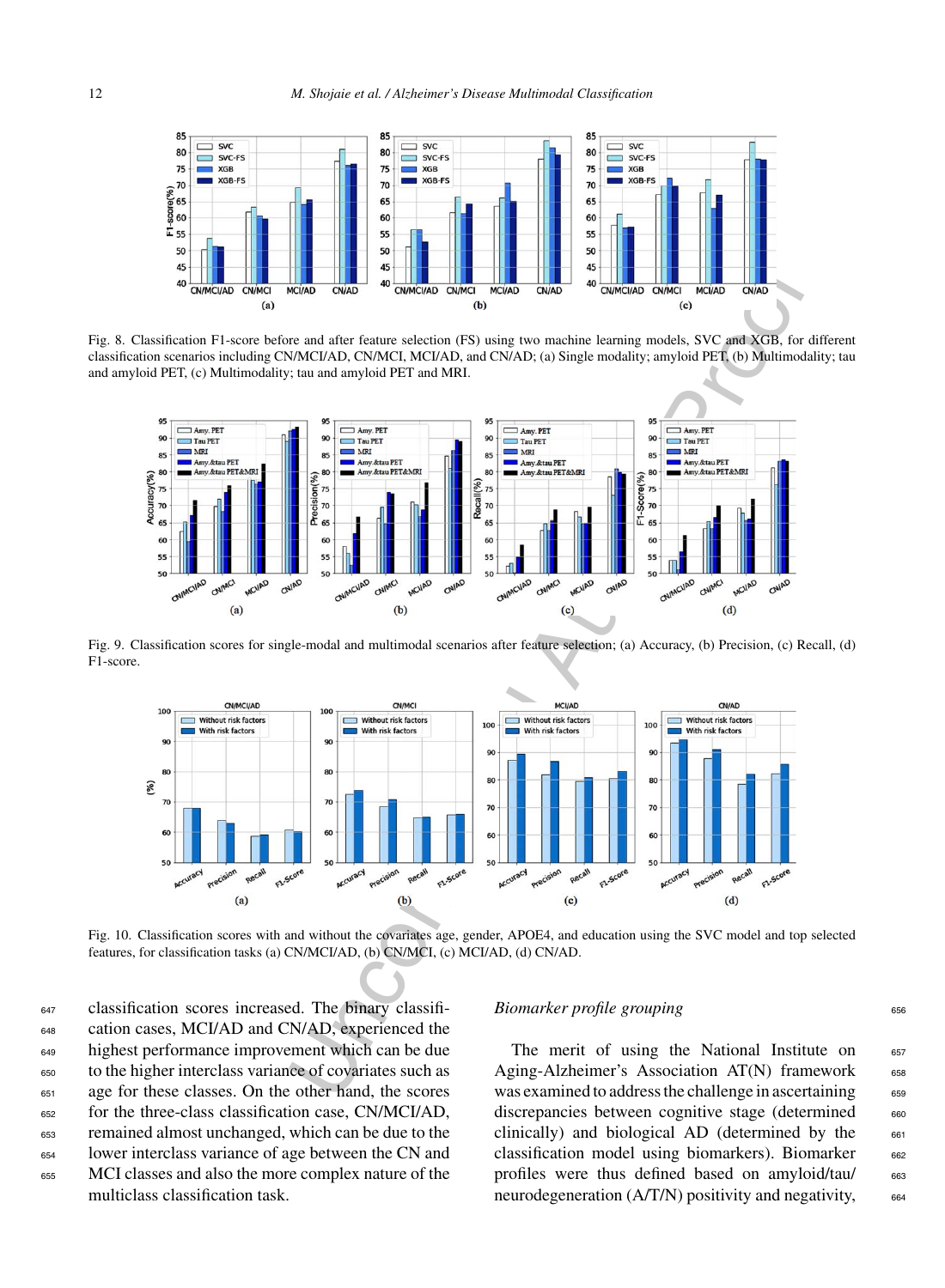Fig. 8. Classification F1-score before and after feature selection (FS) using two machine learning models, SVC and XGB, for different classification scenarios including CN/MCI/AD, CN/MCI, MCI/AD, and CN/AD; (a) Single modality; amyloid PET, (b) Multimodality; tau and amyloid PET, (c) Multimodality; tau and amyloid PET and MRI.

Fig. 9. Classification scores for single-modal and multimodal scenarios after feature selection; (a) Accuracy, (b) Precision, (c) Recall, (d) F1-score.

Fig. 10. Classification scores with and without the covariates age, gender, APOE4, and education using the SVC model and top selected features, for classification tasks (a) CN/MCI/AD, (b) CN/MCI, (c) MCI/AD, (d) CN/AD.

classification scores increased. The binary classification cases, MCI/AD and CN/AD, experienced the highest performance improvement which can be due to the higher interclass variance of covariates such as age for these classes. On the other hand, the scores for the three-class classification case, CN/MCI/AD, remained almost unchanged, which can be due to the lower interclass variance of age between the CN and MCI classes and also the more complex nature of the multiclass classification task.

*Biomarker profile grouping*

The merit of using the National Institute on Aging-Alzheimer's Association AT(N) framework was examined to address the challenge in ascertaining discrepancies between cognitive stage (determined clinically) and biological AD (determined by the classification model using biomarkers). Biomarker profiles were thus defined based on amyloid/tau/neurodegeneration (A/T/N) positivity and negativity,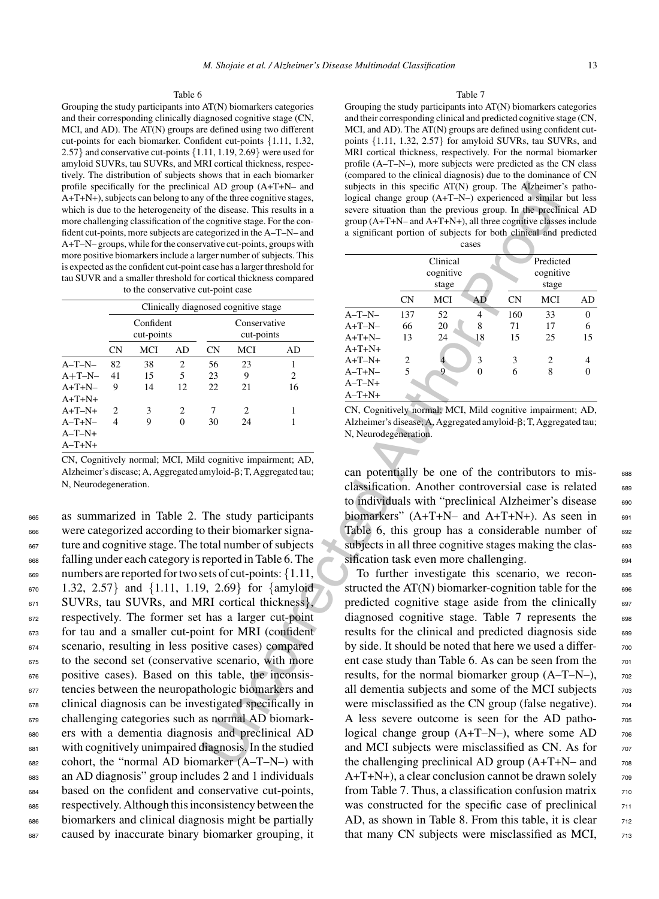Table 6

Grouping the study participants into AT(N) biomarkers categories and their corresponding clinically diagnosed cognitive stage (CN, MCI, and AD). The AT(N) groups are defined using two different cut-points for each biomarker. Confident cut-points {1.11, 1.32, 2.57} and conservative cut-points {1.11, 1.19, 2.69} were used for amyloid SUVRs, tau SUVRs, and MRI cortical thickness, respectively. The distribution of subjects shows that in each biomarker profile specifically for the preclinical AD group (A+T+N– and A+T+N+), subjects can belong to any of the three cognitive stages, which is due to the heterogeneity of the disease. This results in a more challenging classification of the cognitive stage. For the confident cut-points, more subjects are categorized in the A–T–N– and A+T–N– groups, while for the conservative cut-points, groups with more positive biomarkers include a larger number of subjects. This is expected as the confident cut-point case has a larger threshold for tau SUVR and a smaller threshold for cortical thickness compared to the conservative cut-point case

| | Clinically diagnosed cognitive stage | | | | | |
|---|---|---|---|---|---|---|
| | Confident cut-points | | | Conservative cut-points | | |
| | CN | MCI | AD | CN | MCI | AD |
| A–T–N– | 82 | 38 | 2 | 56 | 23 | 1 |
| A+T–N– | 41 | 15 | 5 | 23 | 9 | 2 |
| A+T+N–<br>A+T+N+ | 9 | 14 | 12 | 22 | 21 | 16 |
| A+T–N+ | 2 | 3 | 2 | 7 | 2 | 1 |
| A–T+N–<br>A–T–N+<br>A–T+N+ | 4 | 9 | 0 | 30 | 24 | 1 |

CN, Cognitively normal; MCI, Mild cognitive impairment; AD, Alzheimer's disease; A, Aggregated amyloid-β; T, Aggregated tau; N, Neurodegeneration.

as summarized in Table 2. The study participants were categorized according to their biomarker signature and cognitive stage. The total number of subjects falling under each category is reported in Table 6. The numbers are reported for two sets of cut-points: {1.11, 1.32, 2.57} and {1.11, 1.19, 2.69} for {amyloid SUVRs, tau SUVRs, and MRI cortical thickness}, respectively. The former set has a larger cut-point for tau and a smaller cut-point for MRI (confident scenario, resulting in less positive cases) compared to the second set (conservative scenario, with more positive cases). Based on this table, the inconsistencies between the neuropathologic biomarkers and clinical diagnosis can be investigated specifically in challenging categories such as normal AD biomarkers with a dementia diagnosis and preclinical AD with cognitively unimpaired diagnosis. In the studied cohort, the "normal AD biomarker (A–T–N–) with an AD diagnosis" group includes 2 and 1 individuals based on the confident and conservative cut-points, respectively. Although this inconsistency between the biomarkers and clinical diagnosis might be partially caused by inaccurate binary biomarker grouping, it can potentially be one of the contributors to misclassification. Another controversial case is related to individuals with "preclinical Alzheimer's disease biomarkers" (A+T+N– and A+T+N+). As seen in Table 6, this group has a considerable number of subjects in all three cognitive stages making the classification task even more challenging.

Table 7

Grouping the study participants into AT(N) biomarkers categories and their corresponding clinical and predicted cognitive stage (CN, MCI, and AD). The AT(N) groups are defined using confident cut-points {1.11, 1.32, 2.57} for amyloid SUVRs, tau SUVRs, and MRI cortical thickness, respectively. For the normal biomarker profile (A–T–N–), more subjects were predicted as the CN class (compared to the clinical diagnosis) due to the dominance of CN subjects in this specific AT(N) group. The Alzheimer's pathological change group (A+T–N–) experienced a similar but less severe situation than the previous group. In the preclinical AD group (A+T+N– and A+T+N+), all three cognitive classes include a significant portion of subjects for both clinical and predicted cases

| | Clinical cognitive stage | | | Predicted cognitive stage | | |
|---|---|---|---|---|---|---|
| | CN | MCI | AD | CN | MCI | AD |
| A–T–N– | 137 | 52 | 4 | 160 | 33 | 0 |
| A+T–N– | 66 | 20 | 8 | 71 | 17 | 6 |
| A+T+N–<br>A+T+N+ | 13 | 24 | 18 | 15 | 25 | 15 |
| A+T–N+ | 2 | 4 | 3 | 3 | 2 | 4 |
| A–T+N–<br>A–T–N+<br>A–T+N+ | 5 | 9 | 0 | 6 | 8 | 0 |

CN, Cognitively normal; MCI, Mild cognitive impairment; AD, Alzheimer's disease; A, Aggregated amyloid-β; T, Aggregated tau; N, Neurodegeneration.

To further investigate this scenario, we reconstructed the AT(N) biomarker-cognition table for the predicted cognitive stage aside from the clinically diagnosed cognitive stage. Table 7 represents the results for the clinical and predicted diagnosis side by side. It should be noted that here we used a different case study than Table 6. As can be seen from the results, for the normal biomarker group (A–T–N–), all dementia subjects and some of the MCI subjects were misclassified as the CN group (false negative). A less severe outcome is seen for the AD pathological change group (A+T–N–), where some AD and MCI subjects were misclassified as CN. As for the challenging preclinical AD group (A+T+N– and A+T+N+), a clear conclusion cannot be drawn solely from Table 7. Thus, a classification confusion matrix was constructed for the specific case of preclinical AD, as shown in Table 8. From this table, it is clear that many CN subjects were misclassified as MCI,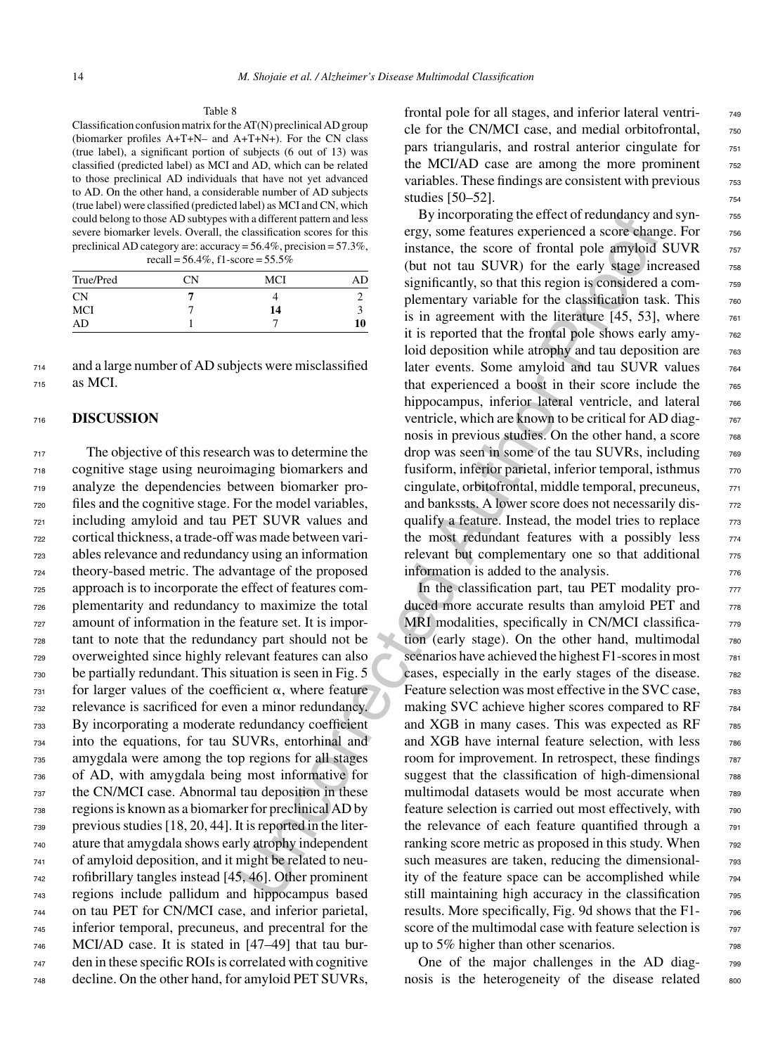Table 8

Classification confusion matrix for the AT(N) preclinical AD group (biomarker profiles A+T+N– and A+T+N+). For the CN class (true label), a significant portion of subjects (6 out of 13) was classified (predicted label) as MCI and AD, which can be related to those preclinical AD individuals that have not yet advanced to AD. On the other hand, a considerable number of AD subjects (true label) were classified (predicted label) as MCI and CN, which could belong to those AD subtypes with a different pattern and less severe biomarker levels. Overall, the classification scores for this preclinical AD category are: accuracy = 56.4%, precision = 57.3%, recall = 56.4%, f1-score = 55.5%

| True/Pred | CN | MCI | AD |
|---|---|---|---|
| CN | **7** | 4 | 2 |
| MCI | 7 | **14** | 3 |
| AD | 1 | 7 | **10** |

and a large number of AD subjects were misclassified as MCI.

## DISCUSSION

The objective of this research was to determine the cognitive stage using neuroimaging biomarkers and analyze the dependencies between biomarker profiles and the cognitive stage. For the model variables, including amyloid and tau PET SUVR values and cortical thickness, a trade-off was made between variables relevance and redundancy using an information theory-based metric. The advantage of the proposed approach is to incorporate the effect of features complementarity and redundancy to maximize the total amount of information in the feature set. It is important to note that the redundancy part should not be overweighted since highly relevant features can also be partially redundant. This situation is seen in Fig. 5 for larger values of the coefficient $\alpha$, where feature relevance is sacrificed for even a minor redundancy. By incorporating a moderate redundancy coefficient into the equations, for tau SUVRs, entorhinal and amygdala were among the top regions for all stages of AD, with amygdala being most informative for the CN/MCI case. Abnormal tau deposition in these regions is known as a biomarker for preclinical AD by previous studies [18, 20, 44]. It is reported in the literature that amygdala shows early atrophy independent of amyloid deposition, and it might be related to neurofibrillary tangles instead [45, 46]. Other prominent regions include pallidum and hippocampus based on tau PET for CN/MCI case, and inferior parietal, inferior temporal, precuneus, and precentral for the MCI/AD case. It is stated in [47–49] that tau burden in these specific ROIs is correlated with cognitive decline. On the other hand, for amyloid PET SUVRs, frontal pole for all stages, and inferior lateral ventricle for the CN/MCI case, and medial orbitofrontal, pars triangularis, and rostral anterior cingulate for the MCI/AD case are among the more prominent variables. These findings are consistent with previous studies [50–52].

By incorporating the effect of redundancy and synergy, some features experienced a score change. For instance, the score of frontal pole amyloid SUVR (but not tau SUVR) for the early stage increased significantly, so that this region is considered a complementary variable for the classification task. This is in agreement with the literature [45, 53], where it is reported that the frontal pole shows early amyloid deposition while atrophy and tau deposition are later events. Some amyloid and tau SUVR values that experienced a boost in their score include the hippocampus, inferior lateral ventricle, and lateral ventricle, which are known to be critical for AD diagnosis in previous studies. On the other hand, a score drop was seen in some of the tau SUVRs, including fusiform, inferior parietal, inferior temporal, isthmus cingulate, orbitofrontal, middle temporal, precuneus, and bankssts. A lower score does not necessarily disqualify a feature. Instead, the model tries to replace the most redundant features with a possibly less relevant but complementary one so that additional information is added to the analysis.

In the classification part, tau PET modality produced more accurate results than amyloid PET and MRI modalities, specifically in CN/MCI classification (early stage). On the other hand, multimodal scenarios have achieved the highest F1-scores in most cases, especially in the early stages of the disease. Feature selection was most effective in the SVC case, making SVC achieve higher scores compared to RF and XGB in many cases. This was expected as RF and XGB have internal feature selection, with less room for improvement. In retrospect, these findings suggest that the classification of high-dimensional multimodal datasets would be most accurate when feature selection is carried out most effectively, with the relevance of each feature quantified through a ranking score metric as proposed in this study. When such measures are taken, reducing the dimensionality of the feature space can be accomplished while still maintaining high accuracy in the classification results. More specifically, Fig. 9d shows that the F1-score of the multimodal case with feature selection is up to 5% higher than other scenarios.

One of the major challenges in the AD diagnosis is the heterogeneity of the disease related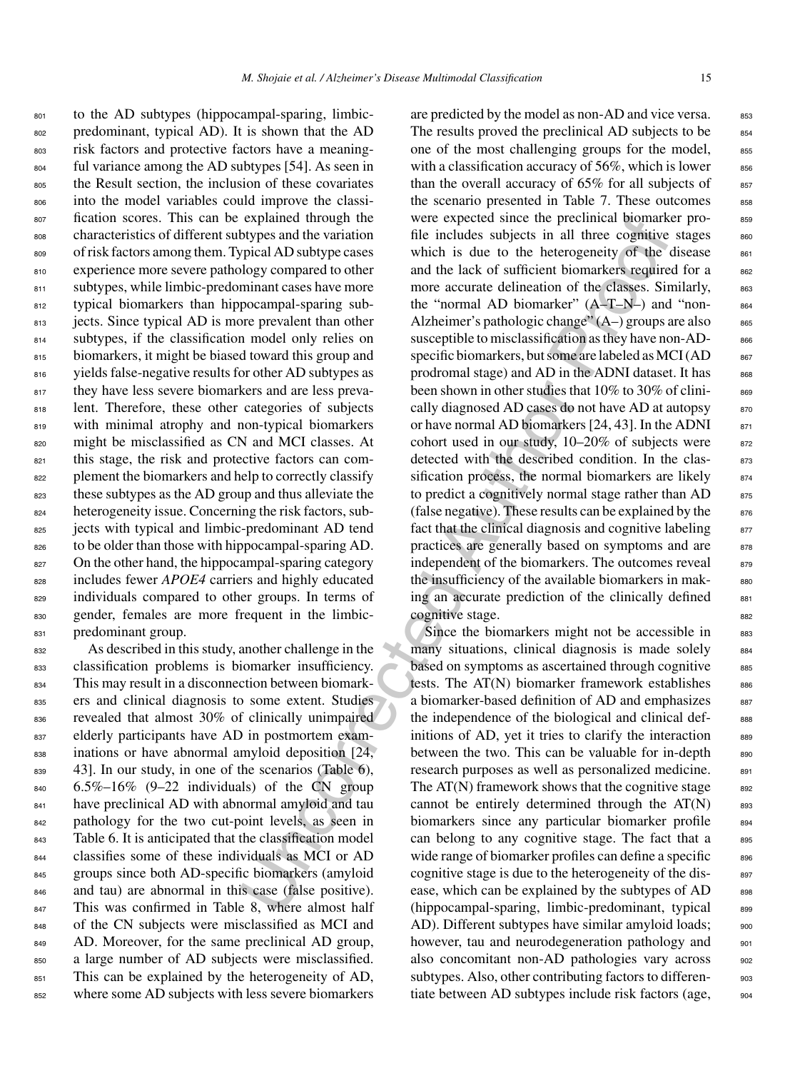to the AD subtypes (hippocampal-sparing, limbic-predominant, typical AD). It is shown that the AD risk factors and protective factors have a meaningful variance among the AD subtypes [54]. As seen in the Result section, the inclusion of these covariates into the model variables could improve the classification scores. This can be explained through the characteristics of different subtypes and the variation of risk factors among them. Typical AD subtype cases experience more severe pathology compared to other subtypes, while limbic-predominant cases have more typical biomarkers than hippocampal-sparing subjects. Since typical AD is more prevalent than other subtypes, if the classification model only relies on biomarkers, it might be biased toward this group and yields false-negative results for other AD subtypes as they have less severe biomarkers and are less prevalent. Therefore, these other categories of subjects with minimal atrophy and non-typical biomarkers might be misclassified as CN and MCI classes. At this stage, the risk and protective factors can complement the biomarkers and help to correctly classify these subtypes as the AD group and thus alleviate the heterogeneity issue. Concerning the risk factors, subjects with typical and limbic-predominant AD tend to be older than those with hippocampal-sparing AD. On the other hand, the hippocampal-sparing category includes fewer *APOE4* carriers and highly educated individuals compared to other groups. In terms of gender, females are more frequent in the limbic-predominant group.

As described in this study, another challenge in the classification problems is biomarker insufficiency. This may result in a disconnection between biomarkers and clinical diagnosis to some extent. Studies revealed that almost 30% of clinically unimpaired elderly participants have AD in postmortem examinations or have abnormal amyloid deposition [24, 43]. In our study, in one of the scenarios (Table 6), 6.5%–16% (9–22 individuals) of the CN group have preclinical AD with abnormal amyloid and tau pathology for the two cut-point levels, as seen in Table 6. It is anticipated that the classification model classifies some of these individuals as MCI or AD groups since both AD-specific biomarkers (amyloid and tau) are abnormal in this case (false positive). This was confirmed in Table 8, where almost half of the CN subjects were misclassified as MCI and AD. Moreover, for the same preclinical AD group, a large number of AD subjects were misclassified. This can be explained by the heterogeneity of AD, where some AD subjects with less severe biomarkers are predicted by the model as non-AD and vice versa. The results proved the preclinical AD subjects to be one of the most challenging groups for the model, with a classification accuracy of 56%, which is lower than the overall accuracy of 65% for all subjects of the scenario presented in Table 7. These outcomes were expected since the preclinical biomarker profile includes subjects in all three cognitive stages which is due to the heterogeneity of the disease and the lack of sufficient biomarkers required for a more accurate delineation of the classes. Similarly, the "normal AD biomarker" (A–T–N–) and "non-Alzheimer's pathologic change" (A–) groups are also susceptible to misclassification as they have non-AD-specific biomarkers, but some are labeled as MCI (AD prodromal stage) and AD in the ADNI dataset. It has been shown in other studies that 10% to 30% of clinically diagnosed AD cases do not have AD at autopsy or have normal AD biomarkers [24, 43]. In the ADNI cohort used in our study, 10–20% of subjects were detected with the described condition. In the classification process, the normal biomarkers are likely to predict a cognitively normal stage rather than AD (false negative). These results can be explained by the fact that the clinical diagnosis and cognitive labeling practices are generally based on symptoms and are independent of the biomarkers. The outcomes reveal the insufficiency of the available biomarkers in making an accurate prediction of the clinically defined cognitive stage.

Since the biomarkers might not be accessible in many situations, clinical diagnosis is made solely based on symptoms as ascertained through cognitive tests. The AT(N) biomarker framework establishes a biomarker-based definition of AD and emphasizes the independence of the biological and clinical definitions of AD, yet it tries to clarify the interaction between the two. This can be valuable for in-depth research purposes as well as personalized medicine. The AT(N) framework shows that the cognitive stage cannot be entirely determined through the AT(N) biomarkers since any particular biomarker profile can belong to any cognitive stage. The fact that a wide range of biomarker profiles can define a specific cognitive stage is due to the heterogeneity of the disease, which can be explained by the subtypes of AD (hippocampal-sparing, limbic-predominant, typical AD). Different subtypes have similar amyloid loads; however, tau and neurodegeneration pathology and also concomitant non-AD pathologies vary across subtypes. Also, other contributing factors to differentiate between AD subtypes include risk factors (age,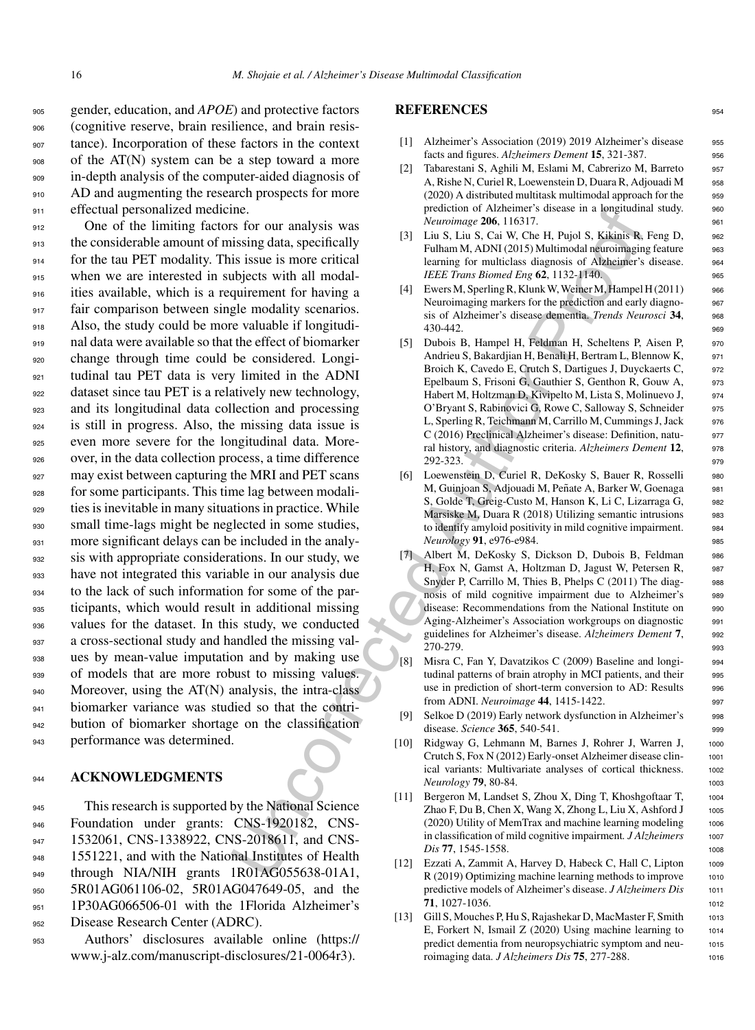gender, education, and *APOE*) and protective factors (cognitive reserve, brain resilience, and brain resistance). Incorporation of these factors in the context of the AT(N) system can be a step toward a more in-depth analysis of the computer-aided diagnosis of AD and augmenting the research prospects for more effectual personalized medicine.

One of the limiting factors for our analysis was the considerable amount of missing data, specifically for the tau PET modality. This issue is more critical when we are interested in subjects with all modalities available, which is a requirement for having a fair comparison between single modality scenarios. Also, the study could be more valuable if longitudinal data were available so that the effect of biomarker change through time could be considered. Longitudinal tau PET data is very limited in the ADNI dataset since tau PET is a relatively new technology, and its longitudinal data collection and processing is still in progress. Also, the missing data issue is even more severe for the longitudinal data. Moreover, in the data collection process, a time difference may exist between capturing the MRI and PET scans for some participants. This time lag between modalities is inevitable in many situations in practice. While small time-lags might be neglected in some studies, more significant delays can be included in the analysis with appropriate considerations. In our study, we have not integrated this variable in our analysis due to the lack of such information for some of the participants, which would result in additional missing values for the dataset. In this study, we conducted a cross-sectional study and handled the missing values by mean-value imputation and by making use of models that are more robust to missing values. Moreover, using the AT(N) analysis, the intra-class biomarker variance was studied so that the contribution of biomarker shortage on the classification performance was determined.

## ACKNOWLEDGMENTS

This research is supported by the National Science Foundation under grants: CNS-1920182, CNS-1532061, CNS-1338922, CNS-2018611, and CNS-1551221, and with the National Institutes of Health through NIA/NIH grants 1R01AG055638-01A1, 5R01AG061106-02, 5R01AG047649-05, and the 1P30AG066506-01 with the 1Florida Alzheimer's Disease Research Center (ADRC).

Authors' disclosures available online (https://www.j-alz.com/manuscript-disclosures/21-0064r3).

## REFERENCES

[1] Alzheimer's Association (2019) 2019 Alzheimer's disease facts and figures. *Alzheimers Dement* **15**, 321-387.

[2] Tabarestani S, Aghili M, Eslami M, Cabrerizo M, Barreto A, Rishe N, Curiel R, Loewenstein D, Duara R, Adjouadi M (2020) A distributed multitask multimodal approach for the prediction of Alzheimer's disease in a longitudinal study. *Neuroimage* **206**, 116317.

[3] Liu S, Liu S, Cai W, Che H, Pujol S, Kikinis R, Feng D, Fulham M, ADNI (2015) Multimodal neuroimaging feature learning for multiclass diagnosis of Alzheimer's disease. *IEEE Trans Biomed Eng* **62**, 1132-1140.

[4] Ewers M, Sperling R, Klunk W, Weiner M, Hampel H (2011) Neuroimaging markers for the prediction and early diagnosis of Alzheimer's disease dementia. *Trends Neurosci* **34**, 430-442.

[5] Dubois B, Hampel H, Feldman H, Scheltens P, Aisen P, Andrieu S, Bakardjian H, Benali H, Bertram L, Blennow K, Broich K, Cavedo E, Crutch S, Dartigues J, Duyckaerts C, Epelbaum S, Frisoni G, Gauthier S, Genthon R, Gouw A, Habert M, Holtzman D, Kivipelto M, Lista S, Molinuevo J, O'Bryant S, Rabinovici G, Rowe C, Salloway S, Schneider L, Sperling R, Teichmann M, Carrillo M, Cummings J, Jack C (2016) Preclinical Alzheimer's disease: Definition, natural history, and diagnostic criteria. *Alzheimers Dement* **12**, 292-323.

[6] Loewenstein D, Curiel R, DeKosky S, Bauer R, Rosselli M, Guinjoan S, Adjouadi M, Peñate A, Barker W, Goenaga S, Golde T, Greig-Custo M, Hanson K, Li C, Lizarraga G, Marsiske M, Duara R (2018) Utilizing semantic intrusions to identify amyloid positivity in mild cognitive impairment. *Neurology* **91**, e976-e984.

[7] Albert M, DeKosky S, Dickson D, Dubois B, Feldman H, Fox N, Gamst A, Holtzman D, Jagust W, Petersen R, Snyder P, Carrillo M, Thies B, Phelps C (2011) The diagnosis of mild cognitive impairment due to Alzheimer's disease: Recommendations from the National Institute on Aging-Alzheimer's Association workgroups on diagnostic guidelines for Alzheimer's disease. *Alzheimers Dement* **7**, 270-279.

[8] Misra C, Fan Y, Davatzikos C (2009) Baseline and longitudinal patterns of brain atrophy in MCI patients, and their use in prediction of short-term conversion to AD: Results from ADNI. *Neuroimage* **44**, 1415-1422.

[9] Selkoe D (2019) Early network dysfunction in Alzheimer's disease. *Science* **365**, 540-541.

[10] Ridgway G, Lehmann M, Barnes J, Rohrer J, Warren J, Crutch S, Fox N (2012) Early-onset Alzheimer disease clinical variants: Multivariate analyses of cortical thickness. *Neurology* **79**, 80-84.

[11] Bergeron M, Landset S, Zhou X, Ding T, Khoshgoftaar T, Zhao F, Du B, Chen X, Wang X, Zhong L, Liu X, Ashford J (2020) Utility of MemTrax and machine learning modeling in classification of mild cognitive impairment. *J Alzheimers Dis* **77**, 1545-1558.

[12] Ezzati A, Zammit A, Harvey D, Habeck C, Hall C, Lipton R (2019) Optimizing machine learning methods to improve predictive models of Alzheimer's disease. *J Alzheimers Dis* **71**, 1027-1036.

[13] Gill S, Mouches P, Hu S, Rajashekar D, MacMaster F, Smith E, Forkert N, Ismail Z (2020) Using machine learning to predict dementia from neuropsychiatric symptom and neuroimaging data. *J Alzheimers Dis* **75**, 277-288.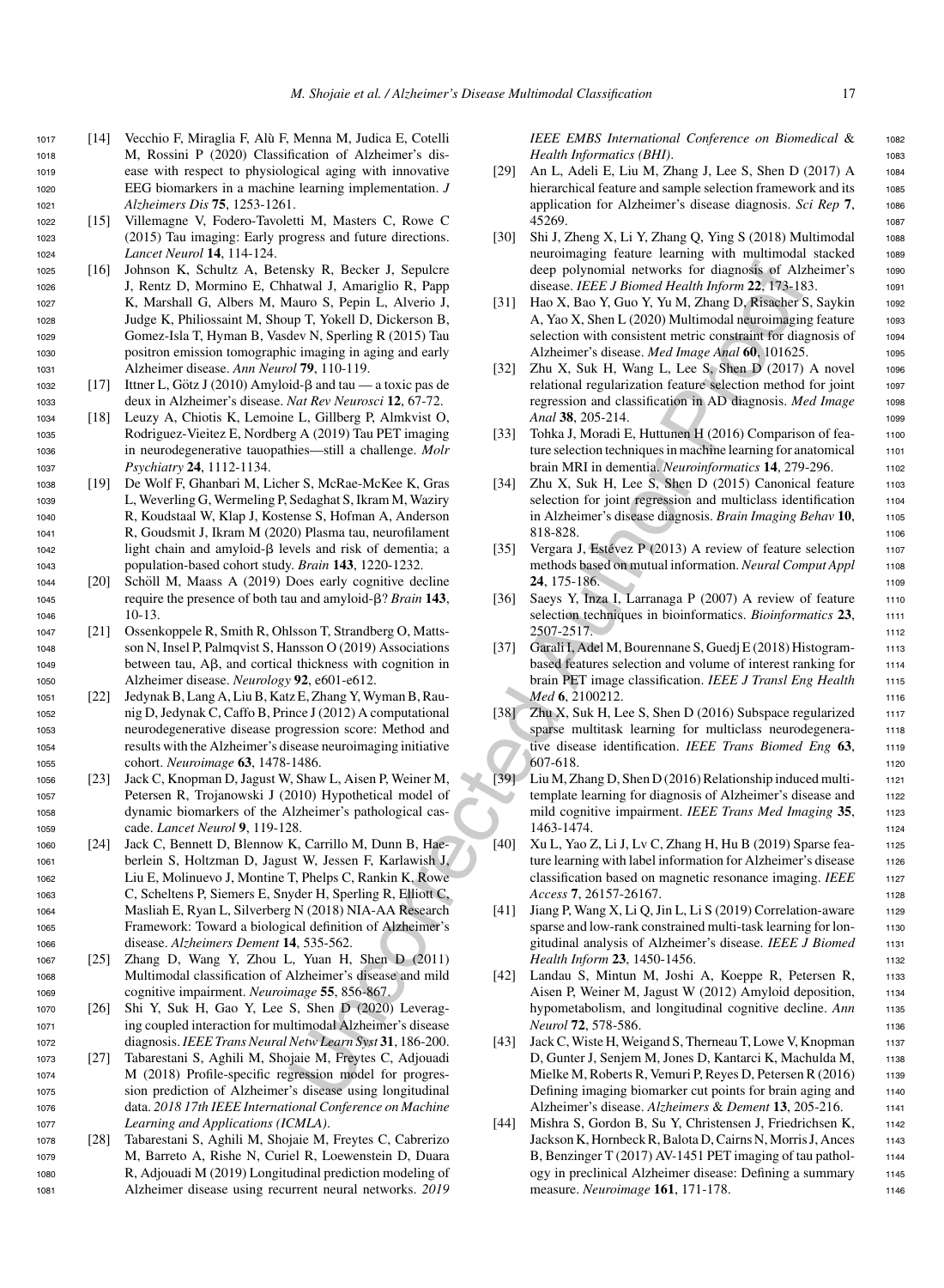[14] Vecchio F, Miraglia F, Alù F, Menna M, Judica E, Cotelli M, Rossini P (2020) Classification of Alzheimer's disease with respect to physiological aging with innovative EEG biomarkers in a machine learning implementation. *J Alzheimers Dis* **75**, 1253-1261.

[15] Villemagne V, Fodero-Tavoletti M, Masters C, Rowe C (2015) Tau imaging: Early progress and future directions. *Lancet Neurol* **14**, 114-124.

[16] Johnson K, Schultz A, Betensky R, Becker J, Sepulcre J, Rentz D, Mormino E, Chhatwal J, Amariglio R, Papp K, Marshall G, Albers M, Mauro S, Pepin L, Alverio J, Judge K, Philiossaint M, Shoup T, Yokell D, Dickerson B, Gomez-Isla T, Hyman B, Vasdev N, Sperling R (2015) Tau positron emission tomographic imaging in aging and early Alzheimer disease. *Ann Neurol* **79**, 110-119.

[17] Ittner L, Götz J (2010) Amyloid-β and tau — a toxic pas de deux in Alzheimer's disease. *Nat Rev Neurosci* **12**, 67-72.

[18] Leuzy A, Chiotis K, Lemoine L, Gillberg P, Almkvist O, Rodriguez-Vieitez E, Nordberg A (2019) Tau PET imaging in neurodegenerative tauopathies—still a challenge. *Molr Psychiatry* **24**, 1112-1134.

[19] De Wolf F, Ghanbari M, Licher S, McRae-McKee K, Gras L, Weverling G, Wermeling P, Sedaghat S, Ikram M, Waziry R, Koudstaal W, Klap J, Kostense S, Hofman A, Anderson R, Goudsmit J, Ikram M (2020) Plasma tau, neurofilament light chain and amyloid-β levels and risk of dementia; a population-based cohort study. *Brain* **143**, 1220-1232.

[20] Schöll M, Maass A (2019) Does early cognitive decline require the presence of both tau and amyloid-β? *Brain* **143**, 10-13.

[21] Ossenkoppele R, Smith R, Ohlsson T, Strandberg O, Mattsson N, Insel P, Palmqvist S, Hansson O (2019) Associations between tau, Aβ, and cortical thickness with cognition in Alzheimer disease. *Neurology* **92**, e601-e612.

[22] Jedynak B, Lang A, Liu B, Katz E, Zhang Y, Wyman B, Raunig D, Jedynak C, Caffo B, Prince J (2012) A computational neurodegenerative disease progression score: Method and results with the Alzheimer's disease neuroimaging initiative cohort. *Neuroimage* **63**, 1478-1486.

[23] Jack C, Knopman D, Jagust W, Shaw L, Aisen P, Weiner M, Petersen R, Trojanowski J (2010) Hypothetical model of dynamic biomarkers of the Alzheimer's pathological cascade. *Lancet Neurol* **9**, 119-128.

[24] Jack C, Bennett D, Blennow K, Carrillo M, Dunn B, Haeberlein S, Holtzman D, Jagust W, Jessen F, Karlawish J, Liu E, Molinuevo J, Montine T, Phelps C, Rankin K, Rowe C, Scheltens P, Siemers E, Snyder H, Sperling R, Elliott C, Masliah E, Ryan L, Silverberg N (2018) NIA-AA Research Framework: Toward a biological definition of Alzheimer's disease. *Alzheimers Dement* **14**, 535-562.

[25] Zhang D, Wang Y, Zhou L, Yuan H, Shen D (2011) Multimodal classification of Alzheimer's disease and mild cognitive impairment. *Neuroimage* **55**, 856-867.

[26] Shi Y, Suk H, Gao Y, Lee S, Shen D (2020) Leveraging coupled interaction for multimodal Alzheimer's disease diagnosis. *IEEE Trans Neural Netw Learn Syst* **31**, 186-200.

[27] Tabarestani S, Aghili M, Shojaie M, Freytes C, Adjouadi M (2018) Profile-specific regression model for progression prediction of Alzheimer's disease using longitudinal data. *2018 17th IEEE International Conference on Machine Learning and Applications (ICMLA)*.

[28] Tabarestani S, Aghili M, Shojaie M, Freytes C, Cabrerizo M, Barreto A, Rishe N, Curiel R, Loewenstein D, Duara R, Adjouadi M (2019) Longitudinal prediction modeling of Alzheimer disease using recurrent neural networks. *2019 IEEE EMBS International Conference on Biomedical & Health Informatics (BHI)*.

[29] An L, Adeli E, Liu M, Zhang J, Lee S, Shen D (2017) A hierarchical feature and sample selection framework and its application for Alzheimer's disease diagnosis. *Sci Rep* **7**, 45269.

[30] Shi J, Zheng X, Li Y, Zhang Q, Ying S (2018) Multimodal neuroimaging feature learning with multimodal stacked deep polynomial networks for diagnosis of Alzheimer's disease. *IEEE J Biomed Health Inform* **22**, 173-183.

[31] Hao X, Bao Y, Guo Y, Yu M, Zhang D, Risacher S, Saykin A, Yao X, Shen L (2020) Multimodal neuroimaging feature selection with consistent metric constraint for diagnosis of Alzheimer's disease. *Med Image Anal* **60**, 101625.

[32] Zhu X, Suk H, Wang L, Lee S, Shen D (2017) A novel relational regularization feature selection method for joint regression and classification in AD diagnosis. *Med Image Anal* **38**, 205-214.

[33] Tohka J, Moradi E, Huttunen H (2016) Comparison of feature selection techniques in machine learning for anatomical brain MRI in dementia. *Neuroinformatics* **14**, 279-296.

[34] Zhu X, Suk H, Lee S, Shen D (2015) Canonical feature selection for joint regression and multiclass identification in Alzheimer's disease diagnosis. *Brain Imaging Behav* **10**, 818-828.

[35] Vergara J, Estévez P (2013) A review of feature selection methods based on mutual information. *Neural Comput Appl* **24**, 175-186.

[36] Saeys Y, Inza I, Larranaga P (2007) A review of feature selection techniques in bioinformatics. *Bioinformatics* **23**, 2507-2517.

[37] Garali I, Adel M, Bourennane S, Guedj E (2018) Histogram-based features selection and volume of interest ranking for brain PET image classification. *IEEE J Transl Eng Health Med* **6**, 2100212.

[38] Zhu X, Suk H, Lee S, Shen D (2016) Subspace regularized sparse multitask learning for multiclass neurodegenerative disease identification. *IEEE Trans Biomed Eng* **63**, 607-618.

[39] Liu M, Zhang D, Shen D (2016) Relationship induced multi-template learning for diagnosis of Alzheimer's disease and mild cognitive impairment. *IEEE Trans Med Imaging* **35**, 1463-1474.

[40] Xu L, Yao Z, Li J, Lv C, Zhang H, Hu B (2019) Sparse feature learning with label information for Alzheimer's disease classification based on magnetic resonance imaging. *IEEE Access* **7**, 26157-26167.

[41] Jiang P, Wang X, Li Q, Jin L, Li S (2019) Correlation-aware sparse and low-rank constrained multi-task learning for longitudinal analysis of Alzheimer's disease. *IEEE J Biomed Health Inform* **23**, 1450-1456.

[42] Landau S, Mintun M, Joshi A, Koeppe R, Petersen R, Aisen P, Weiner M, Jagust W (2012) Amyloid deposition, hypometabolism, and longitudinal cognitive decline. *Ann Neurol* **72**, 578-586.

[43] Jack C, Wiste H, Weigand S, Therneau T, Lowe V, Knopman D, Gunter J, Senjem M, Jones D, Kantarci K, Machulda M, Mielke M, Roberts R, Vemuri P, Reyes D, Petersen R (2016) Defining imaging biomarker cut points for brain aging and Alzheimer's disease. *Alzheimers & Dement* **13**, 205-216.

[44] Mishra S, Gordon B, Su Y, Christensen J, Friedrichsen K, Jackson K, Hornbeck R, Balota D, Cairns N, Morris J, Ances B, Benzinger T (2017) AV-1451 PET imaging of tau pathology in preclinical Alzheimer disease: Defining a summary measure. *Neuroimage* **161**, 171-178.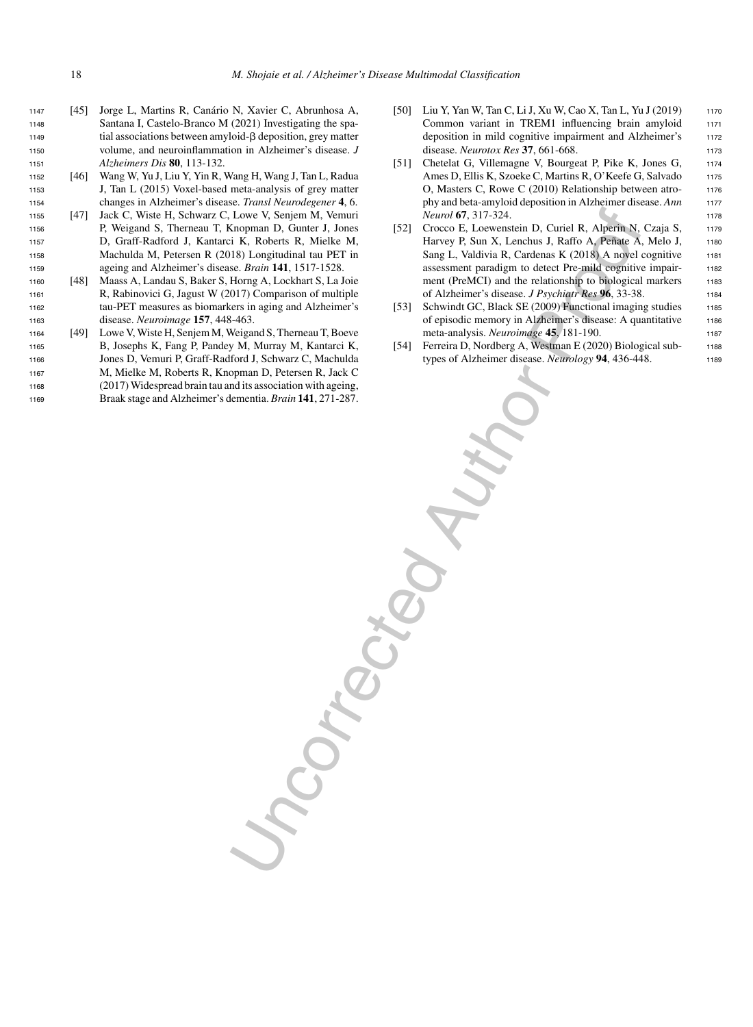[45] Jorge L, Martins R, Canário N, Xavier C, Abrunhosa A, Santana I, Castelo-Branco M (2021) Investigating the spatial associations between amyloid-β deposition, grey matter volume, and neuroinflammation in Alzheimer's disease. *J Alzheimers Dis* **80**, 113-132.

[46] Wang W, Yu J, Liu Y, Yin R, Wang H, Wang J, Tan L, Radua J, Tan L (2015) Voxel-based meta-analysis of grey matter changes in Alzheimer's disease. *Transl Neurodegener* **4**, 6.

[47] Jack C, Wiste H, Schwarz C, Lowe V, Senjem M, Vemuri P, Weigand S, Therneau T, Knopman D, Gunter J, Jones D, Graff-Radford J, Kantarci K, Roberts R, Mielke M, Machulda M, Petersen R (2018) Longitudinal tau PET in ageing and Alzheimer's disease. *Brain* **141**, 1517-1528.

[48] Maass A, Landau S, Baker S, Horng A, Lockhart S, La Joie R, Rabinovici G, Jagust W (2017) Comparison of multiple tau-PET measures as biomarkers in aging and Alzheimer's disease. *Neuroimage* **157**, 448-463.

[49] Lowe V, Wiste H, Senjem M, Weigand S, Therneau T, Boeve B, Josephs K, Fang P, Pandey M, Murray M, Kantarci K, Jones D, Vemuri P, Graff-Radford J, Schwarz C, Machulda M, Mielke M, Roberts R, Knopman D, Petersen R, Jack C (2017) Widespread brain tau and its association with ageing, Braak stage and Alzheimer's dementia. *Brain* **141**, 271-287.

[50] Liu Y, Yan W, Tan C, Li J, Xu W, Cao X, Tan L, Yu J (2019) Common variant in TREM1 influencing brain amyloid deposition in mild cognitive impairment and Alzheimer's disease. *Neurotox Res* **37**, 661-668.

[51] Chetelat G, Villemagne V, Bourgeat P, Pike K, Jones G, Ames D, Ellis K, Szoeke C, Martins R, O'Keefe G, Salvado O, Masters C, Rowe C (2010) Relationship between atrophy and beta-amyloid deposition in Alzheimer disease. *Ann Neurol* **67**, 317-324.

[52] Crocco E, Loewenstein D, Curiel R, Alperin N, Czaja S, Harvey P, Sun X, Lenchus J, Raffo A, Peñate A, Melo J, Sang L, Valdivia R, Cardenas K (2018) A novel cognitive assessment paradigm to detect Pre-mild cognitive impairment (PreMCI) and the relationship to biological markers of Alzheimer's disease. *J Psychiatr Res* **96**, 33-38.

[53] Schwindt GC, Black SE (2009) Functional imaging studies of episodic memory in Alzheimer's disease: A quantitative meta-analysis. *Neuroimage* **45**, 181-190.

[54] Ferreira D, Nordberg A, Westman E (2020) Biological subtypes of Alzheimer disease. *Neurology* **94**, 436-448.